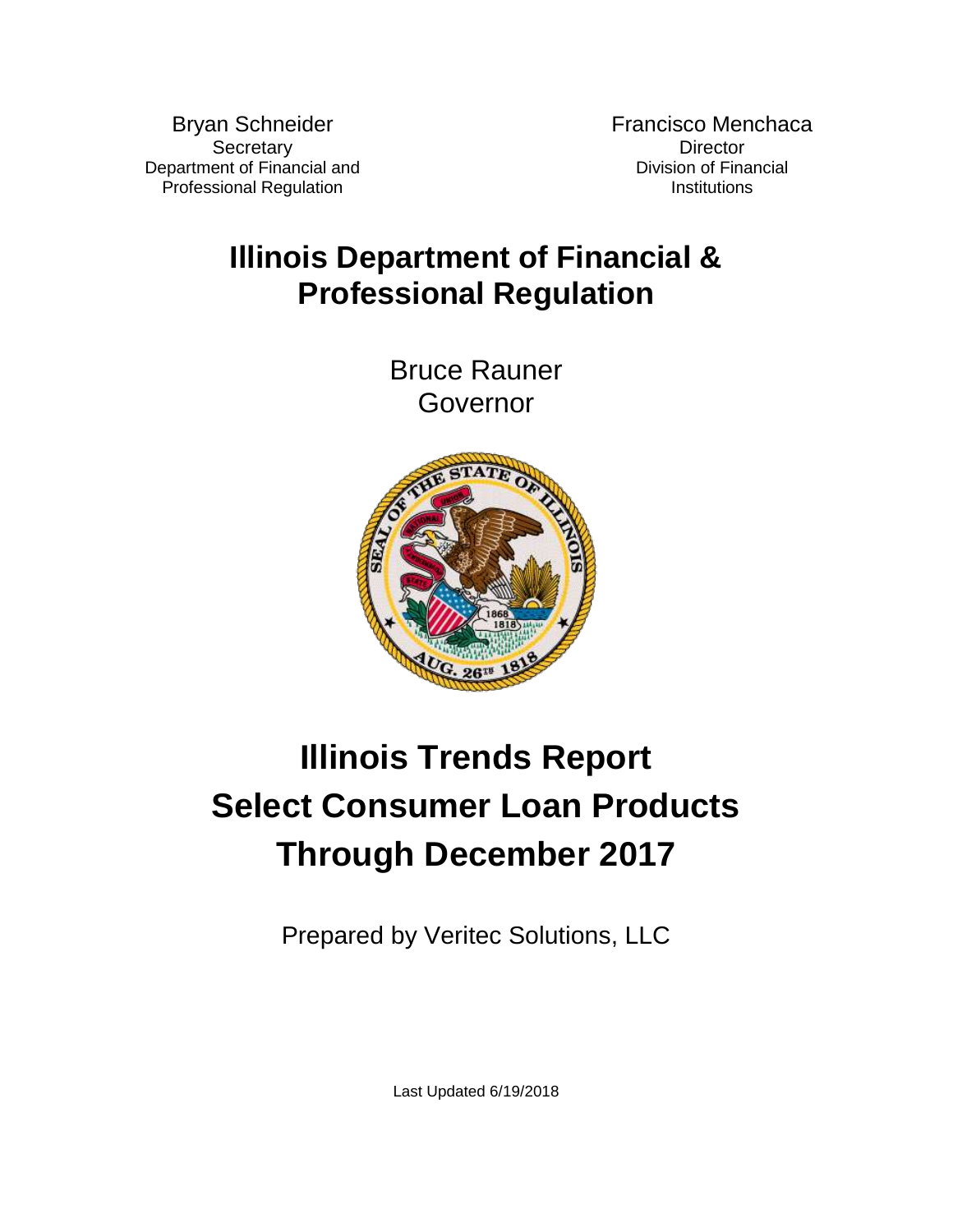Bryan Schneider
Secretary
Department of Financial and
Professional Regulation

Francisco Menchaca
Director
Division of Financial
Institutions

# Illinois Department of Financial & Professional Regulation

Bruce Rauner
Governor

# Illinois Trends Report
# Select Consumer Loan Products
# Through December 2017

Prepared by Veritec Solutions, LLC

Last Updated 6/19/2018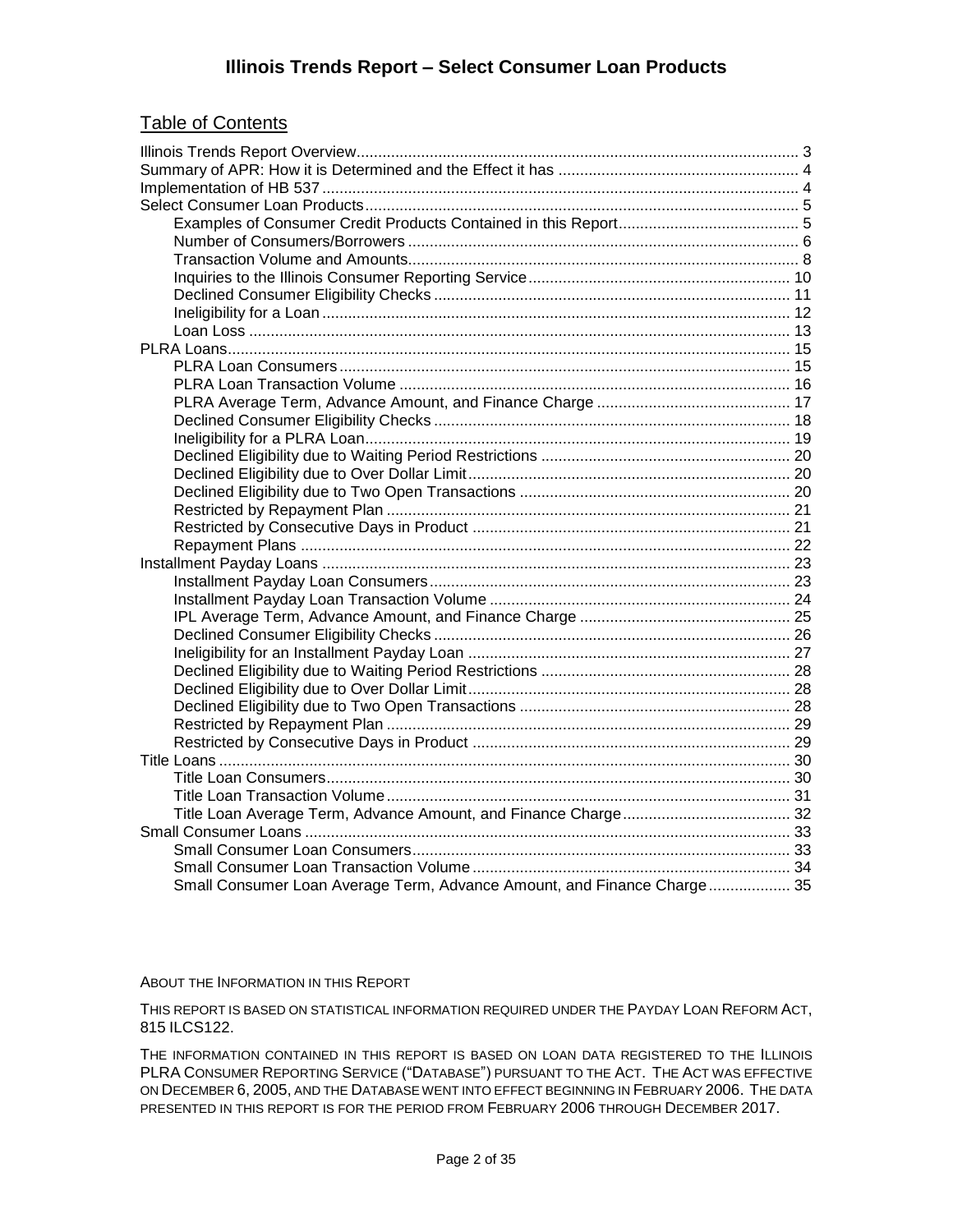# Illinois Trends Report – Select Consumer Loan Products

## Table of Contents

- Illinois Trends Report Overview ..... 3
- Summary of APR: How it is Determined and the Effect it has ..... 4
- Implementation of HB 537 ..... 4
- Select Consumer Loan Products ..... 5
  - Examples of Consumer Credit Products Contained in this Report ..... 5
  - Number of Consumers/Borrowers ..... 6
  - Transaction Volume and Amounts ..... 8
  - Inquiries to the Illinois Consumer Reporting Service ..... 10
  - Declined Consumer Eligibility Checks ..... 11
  - Ineligibility for a Loan ..... 12
  - Loan Loss ..... 13
- PLRA Loans ..... 15
  - PLRA Loan Consumers ..... 15
  - PLRA Loan Transaction Volume ..... 16
  - PLRA Average Term, Advance Amount, and Finance Charge ..... 17
  - Declined Consumer Eligibility Checks ..... 18
  - Ineligibility for a PLRA Loan ..... 19
  - Declined Eligibility due to Waiting Period Restrictions ..... 20
  - Declined Eligibility due to Over Dollar Limit ..... 20
  - Declined Eligibility due to Two Open Transactions ..... 20
  - Restricted by Repayment Plan ..... 21
  - Restricted by Consecutive Days in Product ..... 21
  - Repayment Plans ..... 22
- Installment Payday Loans ..... 23
  - Installment Payday Loan Consumers ..... 23
  - Installment Payday Loan Transaction Volume ..... 24
  - IPL Average Term, Advance Amount, and Finance Charge ..... 25
  - Declined Consumer Eligibility Checks ..... 26
  - Ineligibility for an Installment Payday Loan ..... 27
  - Declined Eligibility due to Waiting Period Restrictions ..... 28
  - Declined Eligibility due to Over Dollar Limit ..... 28
  - Declined Eligibility due to Two Open Transactions ..... 28
  - Restricted by Repayment Plan ..... 29
  - Restricted by Consecutive Days in Product ..... 29
- Title Loans ..... 30
  - Title Loan Consumers ..... 30
  - Title Loan Transaction Volume ..... 31
  - Title Loan Average Term, Advance Amount, and Finance Charge ..... 32
- Small Consumer Loans ..... 33
  - Small Consumer Loan Consumers ..... 33
  - Small Consumer Loan Transaction Volume ..... 34
  - Small Consumer Loan Average Term, Advance Amount, and Finance Charge ..... 35

ABOUT THE INFORMATION IN THIS REPORT

THIS REPORT IS BASED ON STATISTICAL INFORMATION REQUIRED UNDER THE PAYDAY LOAN REFORM ACT, 815 ILCS122.

THE INFORMATION CONTAINED IN THIS REPORT IS BASED ON LOAN DATA REGISTERED TO THE ILLINOIS PLRA CONSUMER REPORTING SERVICE ("DATABASE") PURSUANT TO THE ACT. THE ACT WAS EFFECTIVE ON DECEMBER 6, 2005, AND THE DATABASE WENT INTO EFFECT BEGINNING IN FEBRUARY 2006. THE DATA PRESENTED IN THIS REPORT IS FOR THE PERIOD FROM FEBRUARY 2006 THROUGH DECEMBER 2017.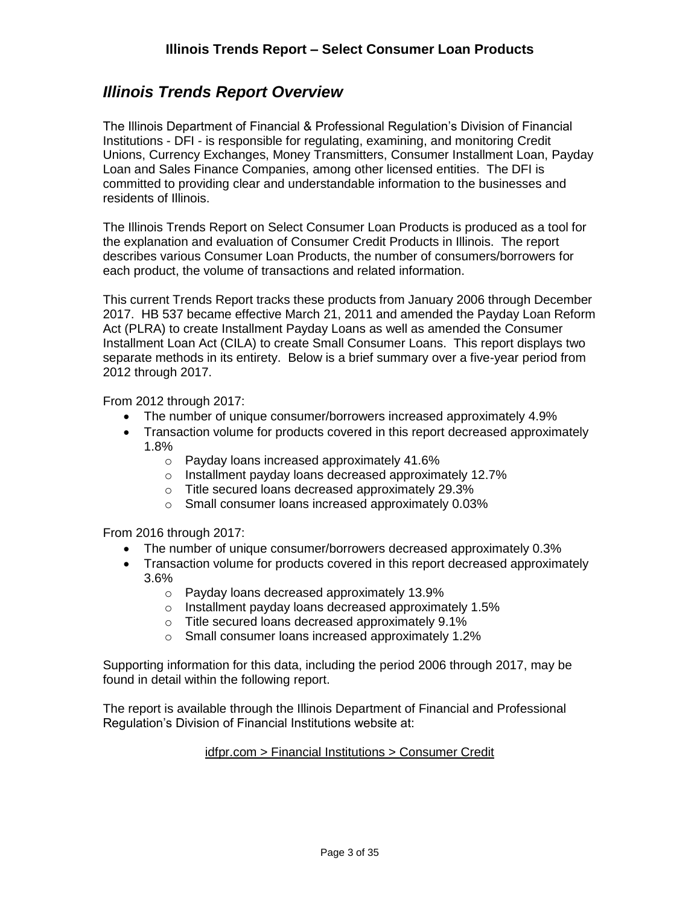# Illinois Trends Report – Select Consumer Loan Products

## *Illinois Trends Report Overview*

The Illinois Department of Financial & Professional Regulation's Division of Financial Institutions - DFI - is responsible for regulating, examining, and monitoring Credit Unions, Currency Exchanges, Money Transmitters, Consumer Installment Loan, Payday Loan and Sales Finance Companies, among other licensed entities. The DFI is committed to providing clear and understandable information to the businesses and residents of Illinois.

The Illinois Trends Report on Select Consumer Loan Products is produced as a tool for the explanation and evaluation of Consumer Credit Products in Illinois. The report describes various Consumer Loan Products, the number of consumers/borrowers for each product, the volume of transactions and related information.

This current Trends Report tracks these products from January 2006 through December 2017. HB 537 became effective March 21, 2011 and amended the Payday Loan Reform Act (PLRA) to create Installment Payday Loans as well as amended the Consumer Installment Loan Act (CILA) to create Small Consumer Loans. This report displays two separate methods in its entirety. Below is a brief summary over a five-year period from 2012 through 2017.

From 2012 through 2017:

- The number of unique consumer/borrowers increased approximately 4.9%
- Transaction volume for products covered in this report decreased approximately 1.8%
  - Payday loans increased approximately 41.6%
  - Installment payday loans decreased approximately 12.7%
  - Title secured loans decreased approximately 29.3%
  - Small consumer loans increased approximately 0.03%

From 2016 through 2017:

- The number of unique consumer/borrowers decreased approximately 0.3%
- Transaction volume for products covered in this report decreased approximately 3.6%
  - Payday loans decreased approximately 13.9%
  - Installment payday loans decreased approximately 1.5%
  - Title secured loans decreased approximately 9.1%
  - Small consumer loans increased approximately 1.2%

Supporting information for this data, including the period 2006 through 2017, may be found in detail within the following report.

The report is available through the Illinois Department of Financial and Professional Regulation's Division of Financial Institutions website at:

idfpr.com > Financial Institutions > Consumer Credit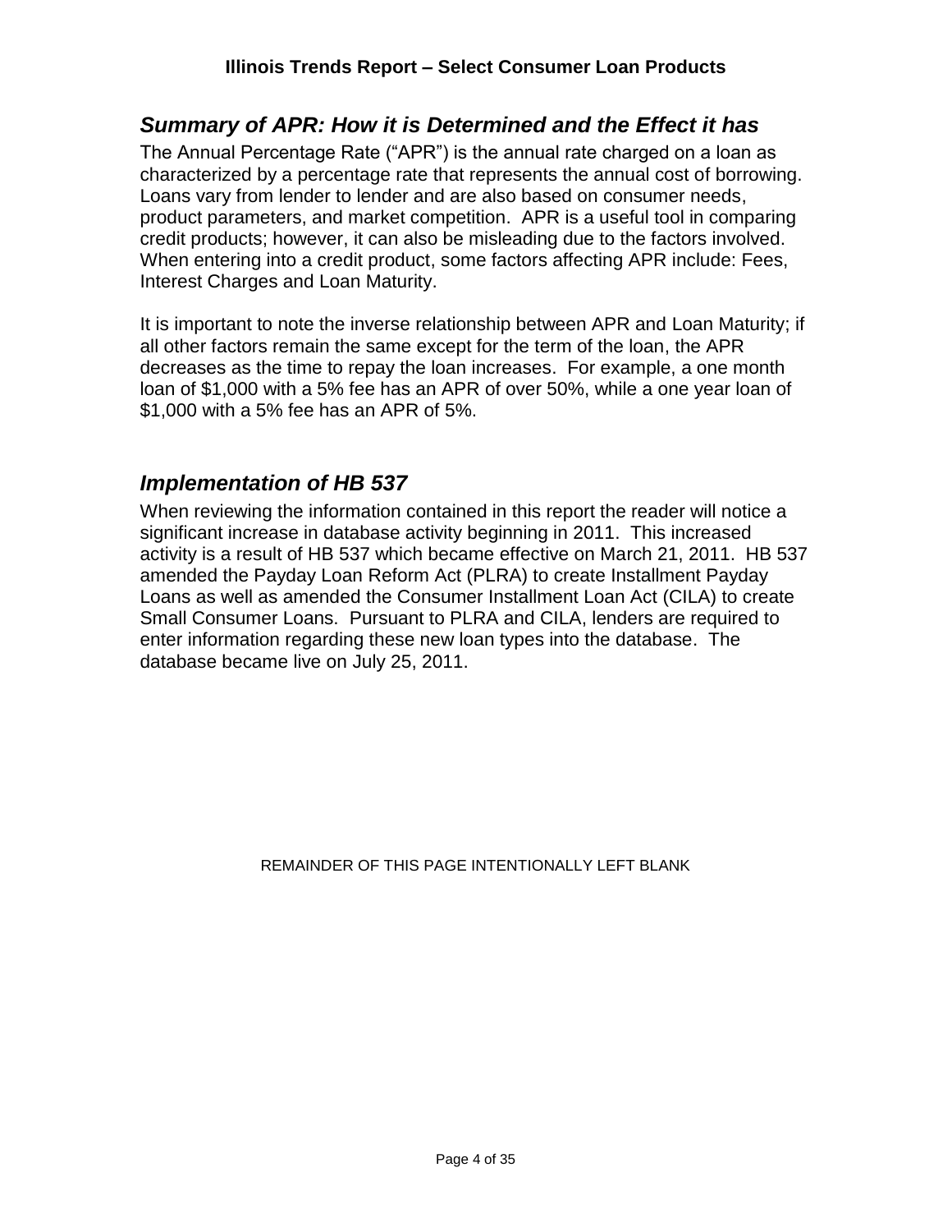## *Summary of APR: How it is Determined and the Effect it has*

The Annual Percentage Rate ("APR") is the annual rate charged on a loan as characterized by a percentage rate that represents the annual cost of borrowing. Loans vary from lender to lender and are also based on consumer needs, product parameters, and market competition. APR is a useful tool in comparing credit products; however, it can also be misleading due to the factors involved. When entering into a credit product, some factors affecting APR include: Fees, Interest Charges and Loan Maturity.

It is important to note the inverse relationship between APR and Loan Maturity; if all other factors remain the same except for the term of the loan, the APR decreases as the time to repay the loan increases. For example, a one month loan of $1,000 with a 5% fee has an APR of over 50%, while a one year loan of $1,000 with a 5% fee has an APR of 5%.

## *Implementation of HB 537*

When reviewing the information contained in this report the reader will notice a significant increase in database activity beginning in 2011. This increased activity is a result of HB 537 which became effective on March 21, 2011. HB 537 amended the Payday Loan Reform Act (PLRA) to create Installment Payday Loans as well as amended the Consumer Installment Loan Act (CILA) to create Small Consumer Loans. Pursuant to PLRA and CILA, lenders are required to enter information regarding these new loan types into the database. The database became live on July 25, 2011.

REMAINDER OF THIS PAGE INTENTIONALLY LEFT BLANK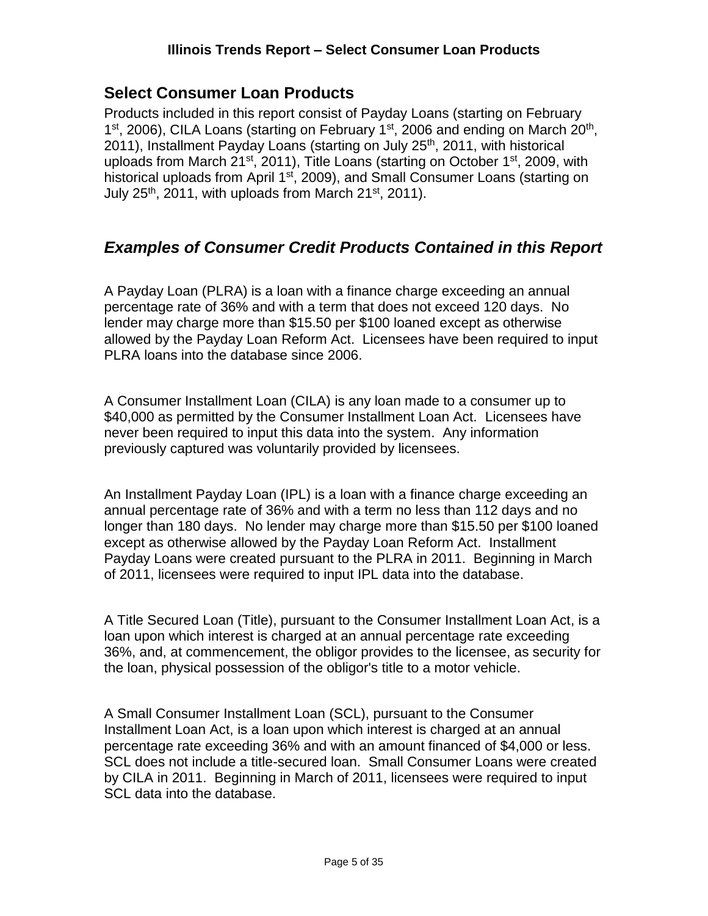## Select Consumer Loan Products

Products included in this report consist of Payday Loans (starting on February 1st, 2006), CILA Loans (starting on February 1st, 2006 and ending on March 20th, 2011), Installment Payday Loans (starting on July 25th, 2011, with historical uploads from March 21st, 2011), Title Loans (starting on October 1st, 2009, with historical uploads from April 1st, 2009), and Small Consumer Loans (starting on July 25th, 2011, with uploads from March 21st, 2011).

## *Examples of Consumer Credit Products Contained in this Report*

A Payday Loan (PLRA) is a loan with a finance charge exceeding an annual percentage rate of 36% and with a term that does not exceed 120 days. No lender may charge more than $15.50 per $100 loaned except as otherwise allowed by the Payday Loan Reform Act. Licensees have been required to input PLRA loans into the database since 2006.

A Consumer Installment Loan (CILA) is any loan made to a consumer up to $40,000 as permitted by the Consumer Installment Loan Act. Licensees have never been required to input this data into the system. Any information previously captured was voluntarily provided by licensees.

An Installment Payday Loan (IPL) is a loan with a finance charge exceeding an annual percentage rate of 36% and with a term no less than 112 days and no longer than 180 days. No lender may charge more than $15.50 per $100 loaned except as otherwise allowed by the Payday Loan Reform Act. Installment Payday Loans were created pursuant to the PLRA in 2011. Beginning in March of 2011, licensees were required to input IPL data into the database.

A Title Secured Loan (Title), pursuant to the Consumer Installment Loan Act, is a loan upon which interest is charged at an annual percentage rate exceeding 36%, and, at commencement, the obligor provides to the licensee, as security for the loan, physical possession of the obligor's title to a motor vehicle.

A Small Consumer Installment Loan (SCL), pursuant to the Consumer Installment Loan Act, is a loan upon which interest is charged at an annual percentage rate exceeding 36% and with an amount financed of $4,000 or less. SCL does not include a title-secured loan. Small Consumer Loans were created by CILA in 2011. Beginning in March of 2011, licensees were required to input SCL data into the database.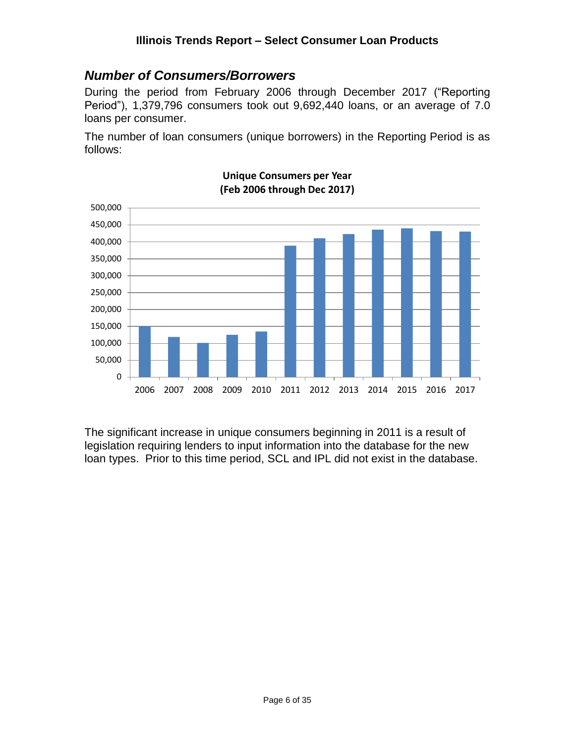## *Number of Consumers/Borrowers*

During the period from February 2006 through December 2017 ("Reporting Period"), 1,379,796 consumers took out 9,692,440 loans, or an average of 7.0 loans per consumer.

The number of loan consumers (unique borrowers) in the Reporting Period is as follows:

**Unique Consumers per Year**
**(Feb 2006 through Dec 2017)**

The significant increase in unique consumers beginning in 2011 is a result of legislation requiring lenders to input information into the database for the new loan types. Prior to this time period, SCL and IPL did not exist in the database.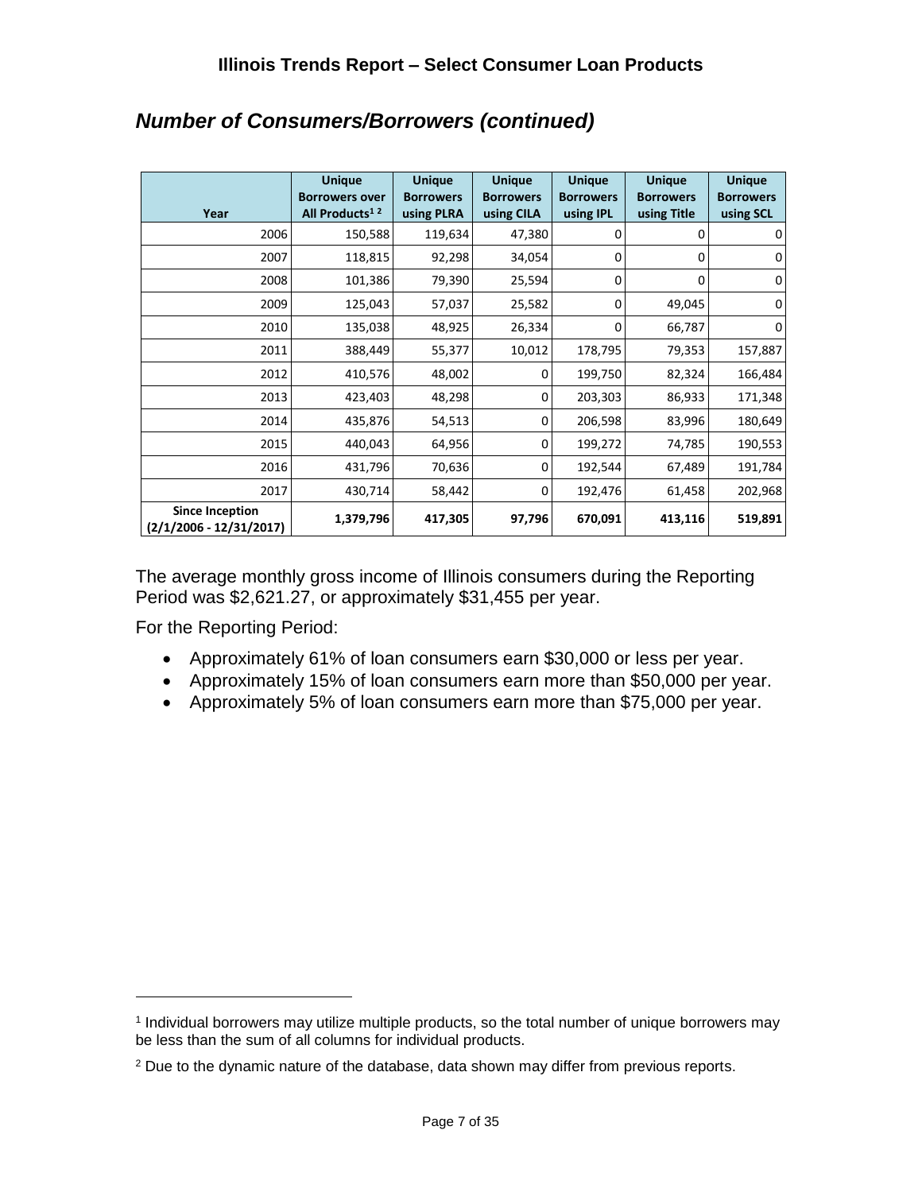## *Number of Consumers/Borrowers (continued)*

| Year | Unique Borrowers over All Products[1] [2] | Unique Borrowers using PLRA | Unique Borrowers using CILA | Unique Borrowers using IPL | Unique Borrowers using Title | Unique Borrowers using SCL |
|---|---|---|---|---|---|---|
| 2006 | 150,588 | 119,634 | 47,380 | 0 | 0 | 0 |
| 2007 | 118,815 | 92,298 | 34,054 | 0 | 0 | 0 |
| 2008 | 101,386 | 79,390 | 25,594 | 0 | 0 | 0 |
| 2009 | 125,043 | 57,037 | 25,582 | 0 | 49,045 | 0 |
| 2010 | 135,038 | 48,925 | 26,334 | 0 | 66,787 | 0 |
| 2011 | 388,449 | 55,377 | 10,012 | 178,795 | 79,353 | 157,887 |
| 2012 | 410,576 | 48,002 | 0 | 199,750 | 82,324 | 166,484 |
| 2013 | 423,403 | 48,298 | 0 | 203,303 | 86,933 | 171,348 |
| 2014 | 435,876 | 54,513 | 0 | 206,598 | 83,996 | 180,649 |
| 2015 | 440,043 | 64,956 | 0 | 199,272 | 74,785 | 190,553 |
| 2016 | 431,796 | 70,636 | 0 | 192,544 | 67,489 | 191,784 |
| 2017 | 430,714 | 58,442 | 0 | 192,476 | 61,458 | 202,968 |
| **Since Inception (2/1/2006 - 12/31/2017)** | **1,379,796** | **417,305** | **97,796** | **670,091** | **413,116** | **519,891** |

The average monthly gross income of Illinois consumers during the Reporting Period was $2,621.27, or approximately $31,455 per year.

For the Reporting Period:

- Approximately 61% of loan consumers earn $30,000 or less per year.
- Approximately 15% of loan consumers earn more than $50,000 per year.
- Approximately 5% of loan consumers earn more than $75,000 per year.

[1] Individual borrowers may utilize multiple products, so the total number of unique borrowers may be less than the sum of all columns for individual products.

[2] Due to the dynamic nature of the database, data shown may differ from previous reports.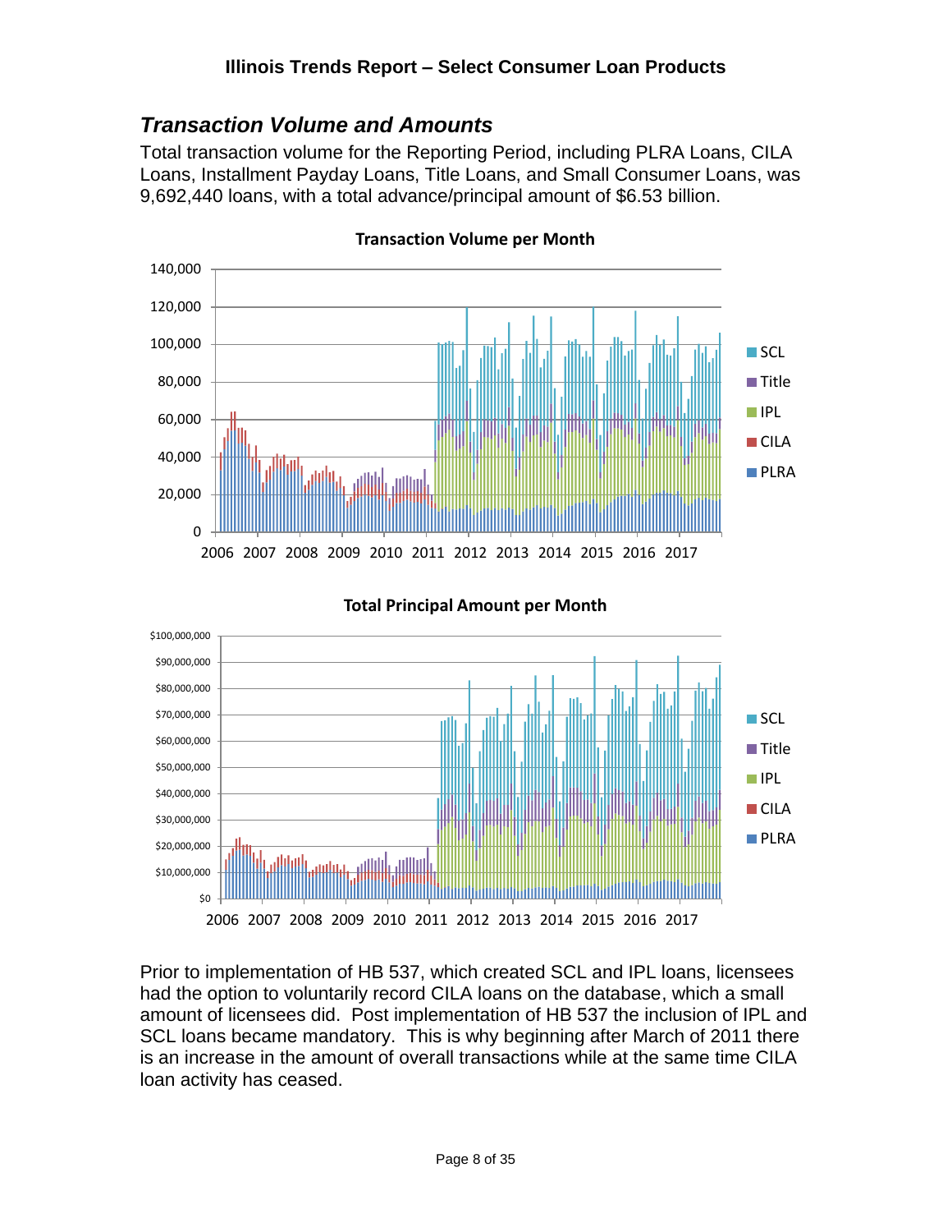## *Transaction Volume and Amounts*

Total transaction volume for the Reporting Period, including PLRA Loans, CILA Loans, Installment Payday Loans, Title Loans, and Small Consumer Loans, was 9,692,440 loans, with a total advance/principal amount of $6.53 billion.

**Transaction Volume per Month**

**Total Principal Amount per Month**

Prior to implementation of HB 537, which created SCL and IPL loans, licensees had the option to voluntarily record CILA loans on the database, which a small amount of licensees did. Post implementation of HB 537 the inclusion of IPL and SCL loans became mandatory. This is why beginning after March of 2011 there is an increase in the amount of overall transactions while at the same time CILA loan activity has ceased.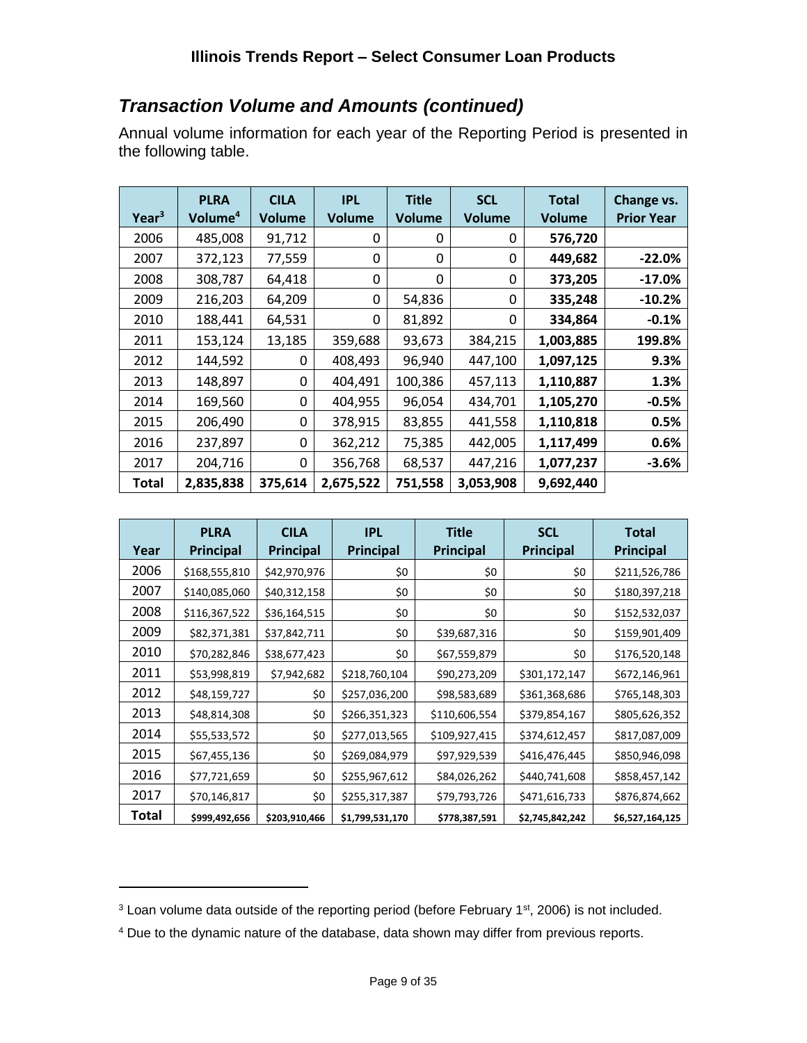## *Transaction Volume and Amounts (continued)*

Annual volume information for each year of the Reporting Period is presented in the following table.

| Year[3] | PLRA Volume[4] | CILA Volume | IPL Volume | Title Volume | SCL Volume | Total Volume | Change vs. Prior Year |
|---|---|---|---|---|---|---|---|
| 2006 | 485,008 | 91,712 | 0 | 0 | 0 | **576,720** | |
| 2007 | 372,123 | 77,559 | 0 | 0 | 0 | **449,682** | **-22.0%** |
| 2008 | 308,787 | 64,418 | 0 | 0 | 0 | **373,205** | **-17.0%** |
| 2009 | 216,203 | 64,209 | 0 | 54,836 | 0 | **335,248** | **-10.2%** |
| 2010 | 188,441 | 64,531 | 0 | 81,892 | 0 | **334,864** | **-0.1%** |
| 2011 | 153,124 | 13,185 | 359,688 | 93,673 | 384,215 | **1,003,885** | **199.8%** |
| 2012 | 144,592 | 0 | 408,493 | 96,940 | 447,100 | **1,097,125** | **9.3%** |
| 2013 | 148,897 | 0 | 404,491 | 100,386 | 457,113 | **1,110,887** | **1.3%** |
| 2014 | 169,560 | 0 | 404,955 | 96,054 | 434,701 | **1,105,270** | **-0.5%** |
| 2015 | 206,490 | 0 | 378,915 | 83,855 | 441,558 | **1,110,818** | **0.5%** |
| 2016 | 237,897 | 0 | 362,212 | 75,385 | 442,005 | **1,117,499** | **0.6%** |
| 2017 | 204,716 | 0 | 356,768 | 68,537 | 447,216 | **1,077,237** | **-3.6%** |
| **Total** | **2,835,838** | **375,614** | **2,675,522** | **751,558** | **3,053,908** | **9,692,440** | |

| Year | PLRA Principal | CILA Principal | IPL Principal | Title Principal | SCL Principal | Total Principal |
|---|---|---|---|---|---|---|
| 2006 | $168,555,810 | $42,970,976 | $0 | $0 | $0 | $211,526,786 |
| 2007 | $140,085,060 | $40,312,158 | $0 | $0 | $0 | $180,397,218 |
| 2008 | $116,367,522 | $36,164,515 | $0 | $0 | $0 | $152,532,037 |
| 2009 | $82,371,381 | $37,842,711 | $0 | $39,687,316 | $0 | $159,901,409 |
| 2010 | $70,282,846 | $38,677,423 | $0 | $67,559,879 | $0 | $176,520,148 |
| 2011 | $53,998,819 | $7,942,682 | $218,760,104 | $90,273,209 | $301,172,147 | $672,146,961 |
| 2012 | $48,159,727 | $0 | $257,036,200 | $98,583,689 | $361,368,686 | $765,148,303 |
| 2013 | $48,814,308 | $0 | $266,351,323 | $110,606,554 | $379,854,167 | $805,626,352 |
| 2014 | $55,533,572 | $0 | $277,013,565 | $109,927,415 | $374,612,457 | $817,087,009 |
| 2015 | $67,455,136 | $0 | $269,084,979 | $97,929,539 | $416,476,445 | $850,946,098 |
| 2016 | $77,721,659 | $0 | $255,967,612 | $84,026,262 | $440,741,608 | $858,457,142 |
| 2017 | $70,146,817 | $0 | $255,317,387 | $79,793,726 | $471,616,733 | $876,874,662 |
| **Total** | **$999,492,656** | **$203,910,466** | **$1,799,531,170** | **$778,387,591** | **$2,745,842,242** | **$6,527,164,125** |

[3] Loan volume data outside of the reporting period (before February 1st, 2006) is not included.

[4] Due to the dynamic nature of the database, data shown may differ from previous reports.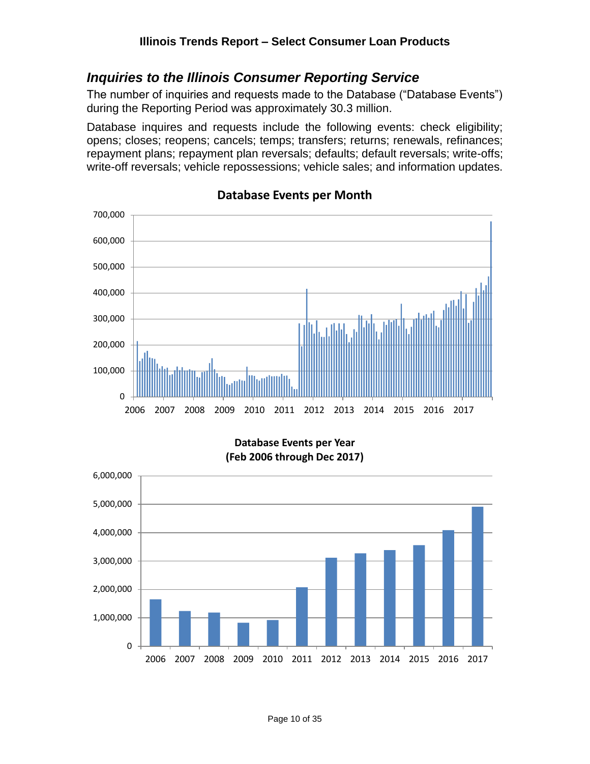## *Inquiries to the Illinois Consumer Reporting Service*

The number of inquiries and requests made to the Database ("Database Events") during the Reporting Period was approximately 30.3 million.

Database inquires and requests include the following events: check eligibility; opens; closes; reopens; cancels; temps; transfers; returns; renewals, refinances; repayment plans; repayment plan reversals; defaults; default reversals; write-offs; write-off reversals; vehicle repossessions; vehicle sales; and information updates.

**Database Events per Month**

**Database Events per Year (Feb 2006 through Dec 2017)**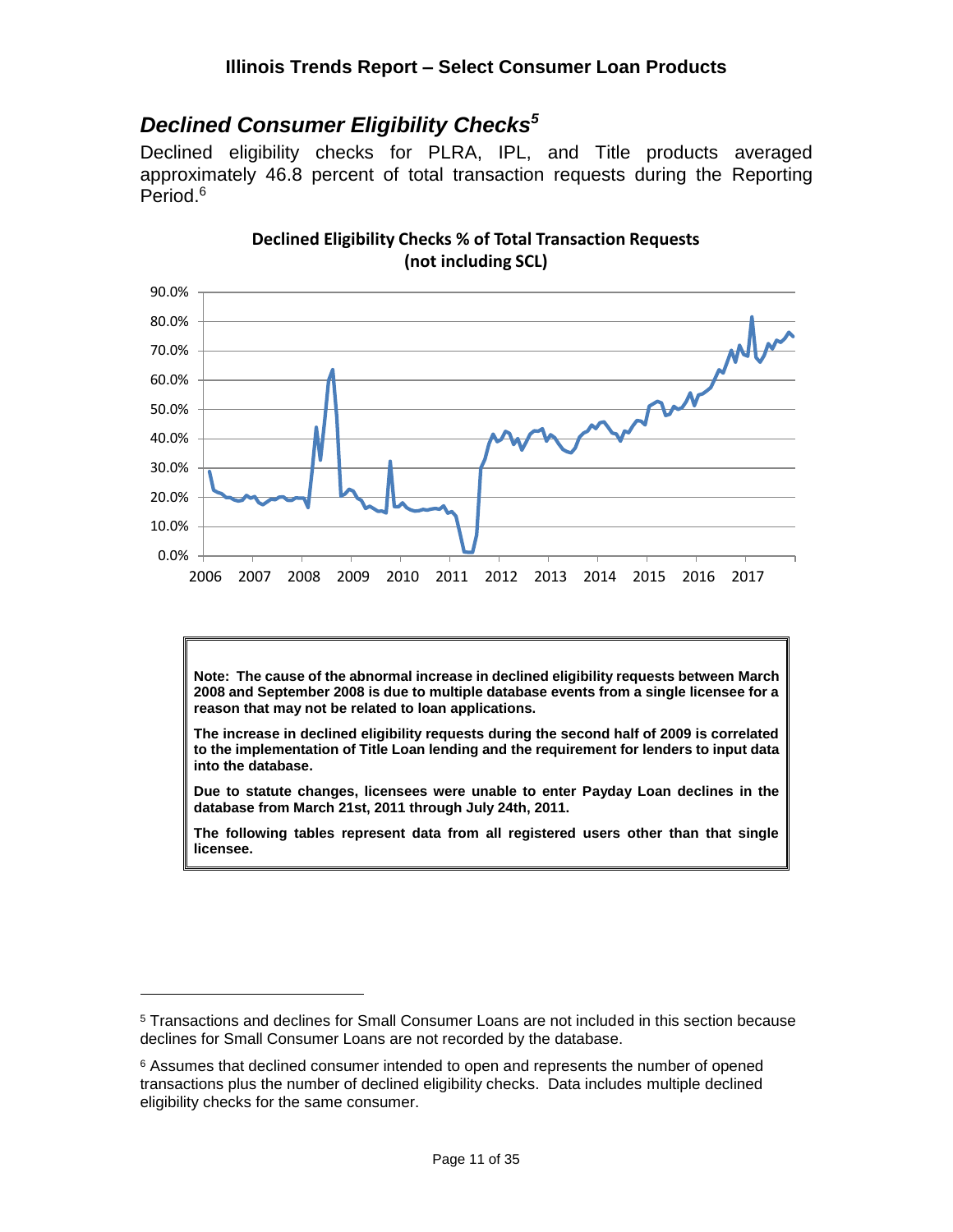## *Declined Consumer Eligibility Checks*[5]

Declined eligibility checks for PLRA, IPL, and Title products averaged approximately 46.8 percent of total transaction requests during the Reporting Period.[6]

**Declined Eligibility Checks % of Total Transaction Requests (not including SCL)**

**Note: The cause of the abnormal increase in declined eligibility requests between March 2008 and September 2008 is due to multiple database events from a single licensee for a reason that may not be related to loan applications.**

**The increase in declined eligibility requests during the second half of 2009 is correlated to the implementation of Title Loan lending and the requirement for lenders to input data into the database.**

**Due to statute changes, licensees were unable to enter Payday Loan declines in the database from March 21st, 2011 through July 24th, 2011.**

**The following tables represent data from all registered users other than that single licensee.**

---

[5] Transactions and declines for Small Consumer Loans are not included in this section because declines for Small Consumer Loans are not recorded by the database.

[6] Assumes that declined consumer intended to open and represents the number of opened transactions plus the number of declined eligibility checks. Data includes multiple declined eligibility checks for the same consumer.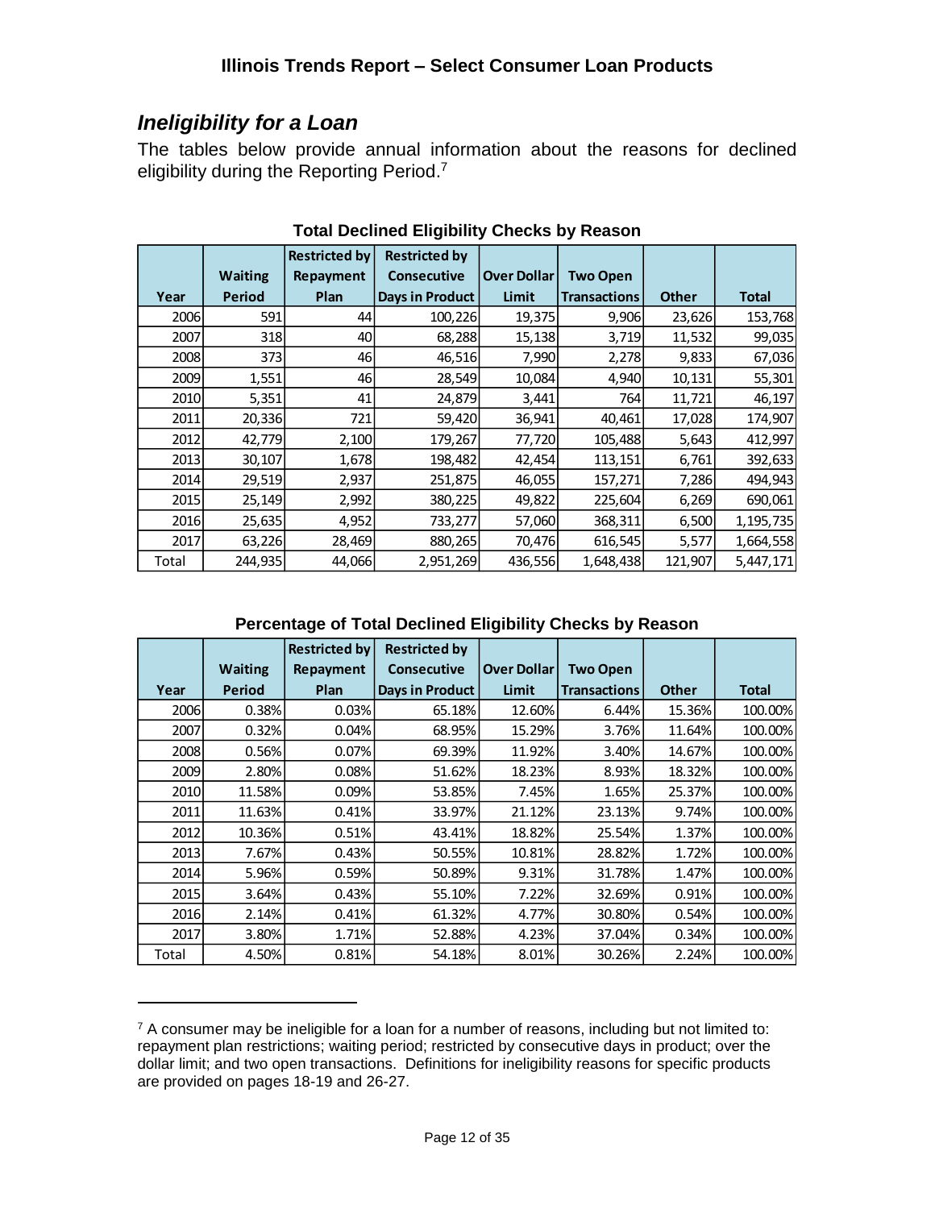## *Ineligibility for a Loan*

The tables below provide annual information about the reasons for declined eligibility during the Reporting Period.[7]

**Total Declined Eligibility Checks by Reason**

| Year | Waiting Period | Restricted by Repayment Plan | Restricted by Consecutive Days in Product | Over Dollar Limit | Two Open Transactions | Other | Total |
|---|---|---|---|---|---|---|---|
| 2006 | 591 | 44 | 100,226 | 19,375 | 9,906 | 23,626 | 153,768 |
| 2007 | 318 | 40 | 68,288 | 15,138 | 3,719 | 11,532 | 99,035 |
| 2008 | 373 | 46 | 46,516 | 7,990 | 2,278 | 9,833 | 67,036 |
| 2009 | 1,551 | 46 | 28,549 | 10,084 | 4,940 | 10,131 | 55,301 |
| 2010 | 5,351 | 41 | 24,879 | 3,441 | 764 | 11,721 | 46,197 |
| 2011 | 20,336 | 721 | 59,420 | 36,941 | 40,461 | 17,028 | 174,907 |
| 2012 | 42,779 | 2,100 | 179,267 | 77,720 | 105,488 | 5,643 | 412,997 |
| 2013 | 30,107 | 1,678 | 198,482 | 42,454 | 113,151 | 6,761 | 392,633 |
| 2014 | 29,519 | 2,937 | 251,875 | 46,055 | 157,271 | 7,286 | 494,943 |
| 2015 | 25,149 | 2,992 | 380,225 | 49,822 | 225,604 | 6,269 | 690,061 |
| 2016 | 25,635 | 4,952 | 733,277 | 57,060 | 368,311 | 6,500 | 1,195,735 |
| 2017 | 63,226 | 28,469 | 880,265 | 70,476 | 616,545 | 5,577 | 1,664,558 |
| Total | 244,935 | 44,066 | 2,951,269 | 436,556 | 1,648,438 | 121,907 | 5,447,171 |

**Percentage of Total Declined Eligibility Checks by Reason**

| Year | Waiting Period | Restricted by Repayment Plan | Restricted by Consecutive Days in Product | Over Dollar Limit | Two Open Transactions | Other | Total |
|---|---|---|---|---|---|---|---|
| 2006 | 0.38% | 0.03% | 65.18% | 12.60% | 6.44% | 15.36% | 100.00% |
| 2007 | 0.32% | 0.04% | 68.95% | 15.29% | 3.76% | 11.64% | 100.00% |
| 2008 | 0.56% | 0.07% | 69.39% | 11.92% | 3.40% | 14.67% | 100.00% |
| 2009 | 2.80% | 0.08% | 51.62% | 18.23% | 8.93% | 18.32% | 100.00% |
| 2010 | 11.58% | 0.09% | 53.85% | 7.45% | 1.65% | 25.37% | 100.00% |
| 2011 | 11.63% | 0.41% | 33.97% | 21.12% | 23.13% | 9.74% | 100.00% |
| 2012 | 10.36% | 0.51% | 43.41% | 18.82% | 25.54% | 1.37% | 100.00% |
| 2013 | 7.67% | 0.43% | 50.55% | 10.81% | 28.82% | 1.72% | 100.00% |
| 2014 | 5.96% | 0.59% | 50.89% | 9.31% | 31.78% | 1.47% | 100.00% |
| 2015 | 3.64% | 0.43% | 55.10% | 7.22% | 32.69% | 0.91% | 100.00% |
| 2016 | 2.14% | 0.41% | 61.32% | 4.77% | 30.80% | 0.54% | 100.00% |
| 2017 | 3.80% | 1.71% | 52.88% | 4.23% | 37.04% | 0.34% | 100.00% |
| Total | 4.50% | 0.81% | 54.18% | 8.01% | 30.26% | 2.24% | 100.00% |

[7] A consumer may be ineligible for a loan for a number of reasons, including but not limited to: repayment plan restrictions; waiting period; restricted by consecutive days in product; over the dollar limit; and two open transactions. Definitions for ineligibility reasons for specific products are provided on pages 18-19 and 26-27.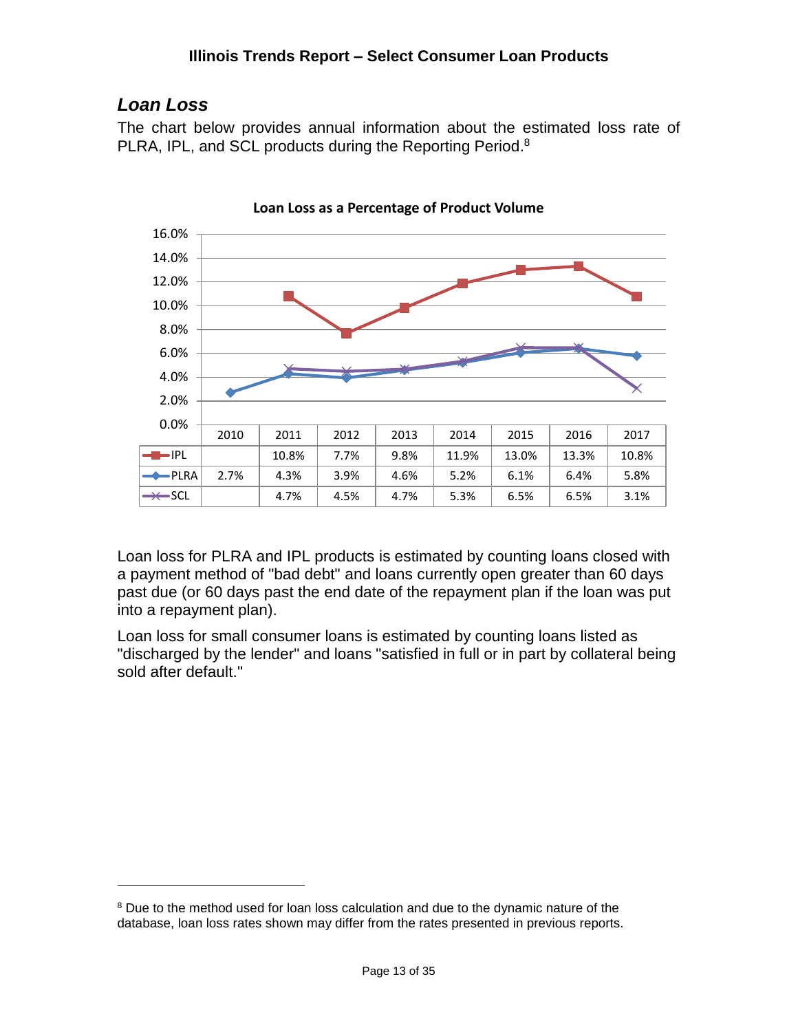## *Loan Loss*

The chart below provides annual information about the estimated loss rate of PLRA, IPL, and SCL products during the Reporting Period.[8]

**Loan Loss as a Percentage of Product Volume**

| | 2010 | 2011 | 2012 | 2013 | 2014 | 2015 | 2016 | 2017 |
|---|---|---|---|---|---|---|---|---|
| IPL | | 10.8% | 7.7% | 9.8% | 11.9% | 13.0% | 13.3% | 10.8% |
| PLRA | 2.7% | 4.3% | 3.9% | 4.6% | 5.2% | 6.1% | 6.4% | 5.8% |
| SCL | | 4.7% | 4.5% | 4.7% | 5.3% | 6.5% | 6.5% | 3.1% |

Loan loss for PLRA and IPL products is estimated by counting loans closed with a payment method of "bad debt" and loans currently open greater than 60 days past due (or 60 days past the end date of the repayment plan if the loan was put into a repayment plan).

Loan loss for small consumer loans is estimated by counting loans listed as "discharged by the lender" and loans "satisfied in full or in part by collateral being sold after default."

[8] Due to the method used for loan loss calculation and due to the dynamic nature of the database, loan loss rates shown may differ from the rates presented in previous reports.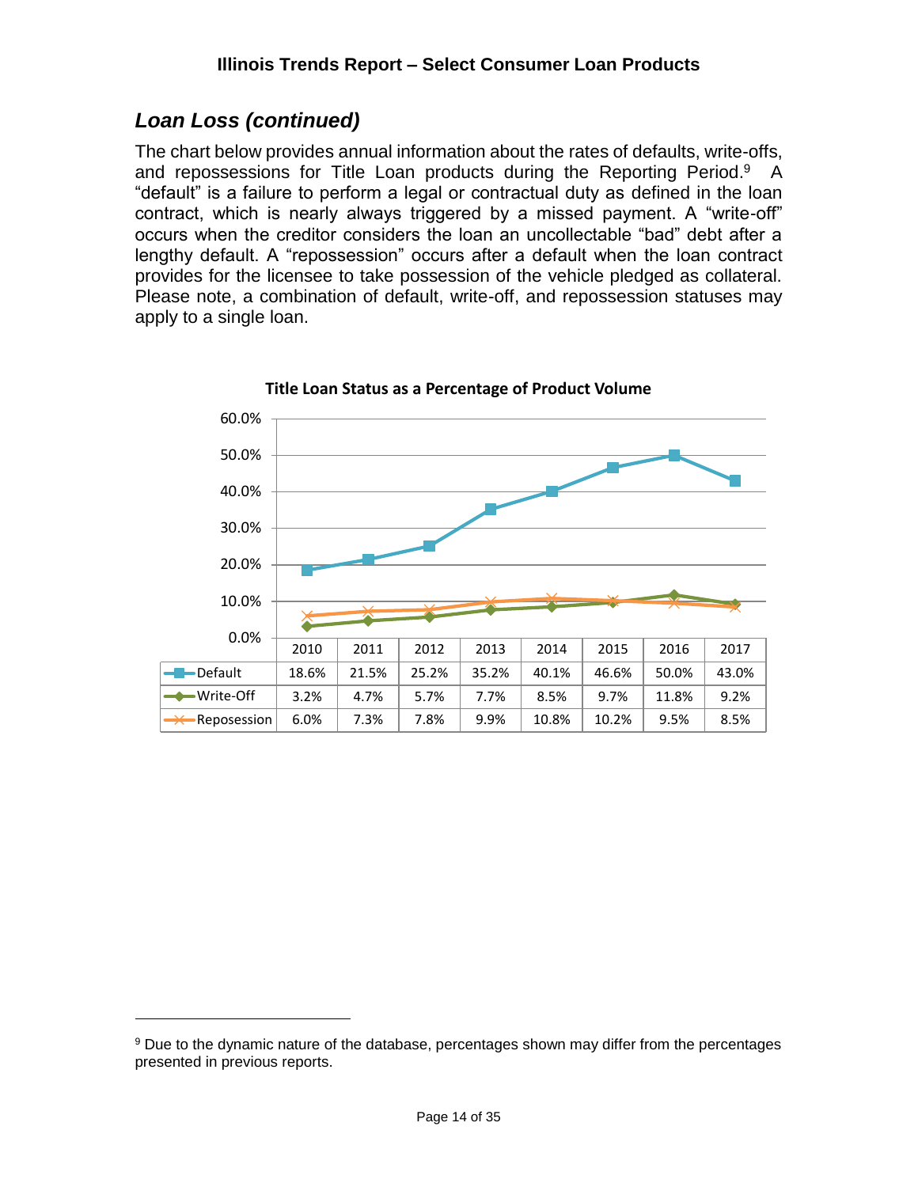## *Loan Loss (continued)*

The chart below provides annual information about the rates of defaults, write-offs, and repossessions for Title Loan products during the Reporting Period.[9] A "default" is a failure to perform a legal or contractual duty as defined in the loan contract, which is nearly always triggered by a missed payment. A "write-off" occurs when the creditor considers the loan an uncollectable "bad" debt after a lengthy default. A "repossession" occurs after a default when the loan contract provides for the licensee to take possession of the vehicle pledged as collateral. Please note, a combination of default, write-off, and repossession statuses may apply to a single loan.

**Title Loan Status as a Percentage of Product Volume**

| | 2010 | 2011 | 2012 | 2013 | 2014 | 2015 | 2016 | 2017 |
|---|---|---|---|---|---|---|---|---|
| Default | 18.6% | 21.5% | 25.2% | 35.2% | 40.1% | 46.6% | 50.0% | 43.0% |
| Write-Off | 3.2% | 4.7% | 5.7% | 7.7% | 8.5% | 9.7% | 11.8% | 9.2% |
| Reposession | 6.0% | 7.3% | 7.8% | 9.9% | 10.8% | 10.2% | 9.5% | 8.5% |

[9] Due to the dynamic nature of the database, percentages shown may differ from the percentages presented in previous reports.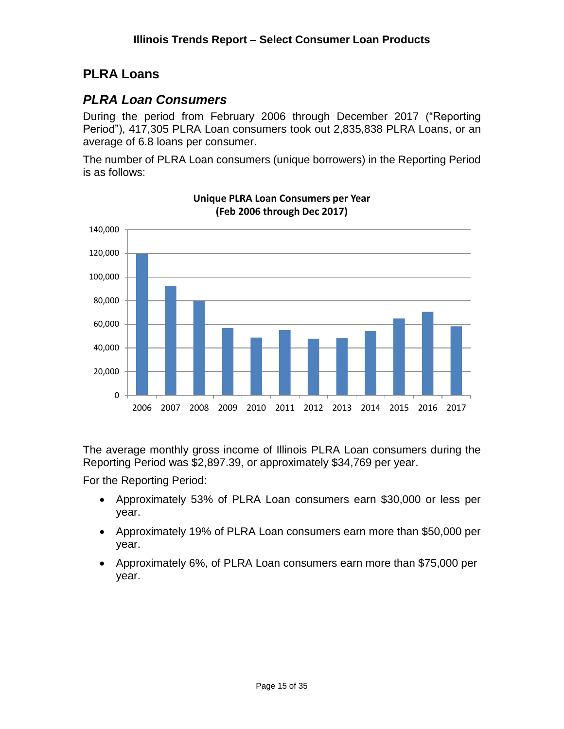# PLRA Loans

## *PLRA Loan Consumers*

During the period from February 2006 through December 2017 ("Reporting Period"), 417,305 PLRA Loan consumers took out 2,835,838 PLRA Loans, or an average of 6.8 loans per consumer.

The number of PLRA Loan consumers (unique borrowers) in the Reporting Period is as follows:

**Unique PLRA Loan Consumers per Year (Feb 2006 through Dec 2017)**

The average monthly gross income of Illinois PLRA Loan consumers during the Reporting Period was $2,897.39, or approximately $34,769 per year.

For the Reporting Period:

- Approximately 53% of PLRA Loan consumers earn $30,000 or less per year.
- Approximately 19% of PLRA Loan consumers earn more than $50,000 per year.
- Approximately 6%, of PLRA Loan consumers earn more than $75,000 per year.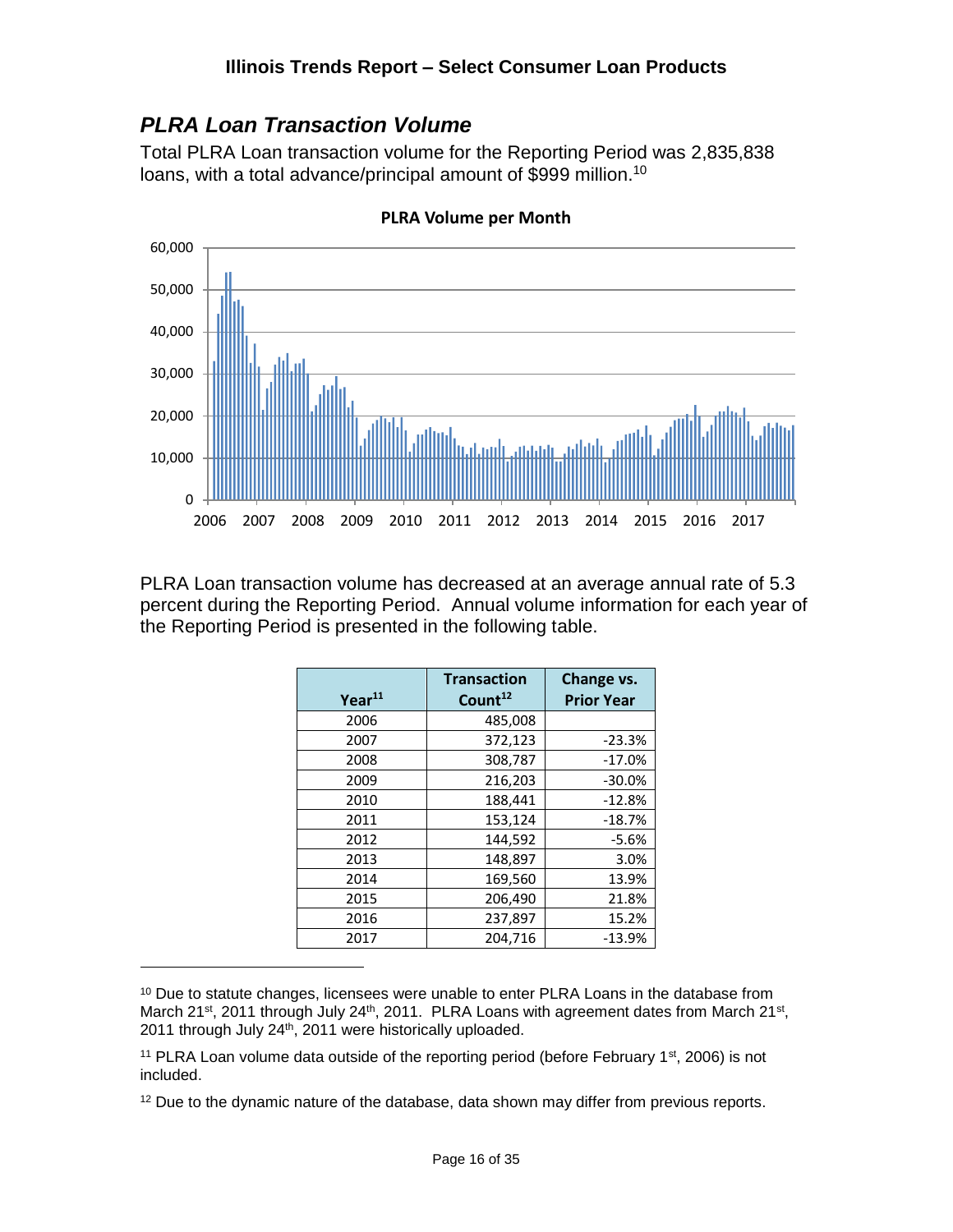## *PLRA Loan Transaction Volume*

Total PLRA Loan transaction volume for the Reporting Period was 2,835,838 loans, with a total advance/principal amount of $999 million.[10]

**PLRA Volume per Month**

PLRA Loan transaction volume has decreased at an average annual rate of 5.3 percent during the Reporting Period. Annual volume information for each year of the Reporting Period is presented in the following table.

| Year[11] | Transaction Count[12] | Change vs. Prior Year |
|---|---|---|
| 2006 | 485,008 | |
| 2007 | 372,123 | -23.3% |
| 2008 | 308,787 | -17.0% |
| 2009 | 216,203 | -30.0% |
| 2010 | 188,441 | -12.8% |
| 2011 | 153,124 | -18.7% |
| 2012 | 144,592 | -5.6% |
| 2013 | 148,897 | 3.0% |
| 2014 | 169,560 | 13.9% |
| 2015 | 206,490 | 21.8% |
| 2016 | 237,897 | 15.2% |
| 2017 | 204,716 | -13.9% |

[10] Due to statute changes, licensees were unable to enter PLRA Loans in the database from March 21st, 2011 through July 24th, 2011. PLRA Loans with agreement dates from March 21st, 2011 through July 24th, 2011 were historically uploaded.

[11] PLRA Loan volume data outside of the reporting period (before February 1st, 2006) is not included.

[12] Due to the dynamic nature of the database, data shown may differ from previous reports.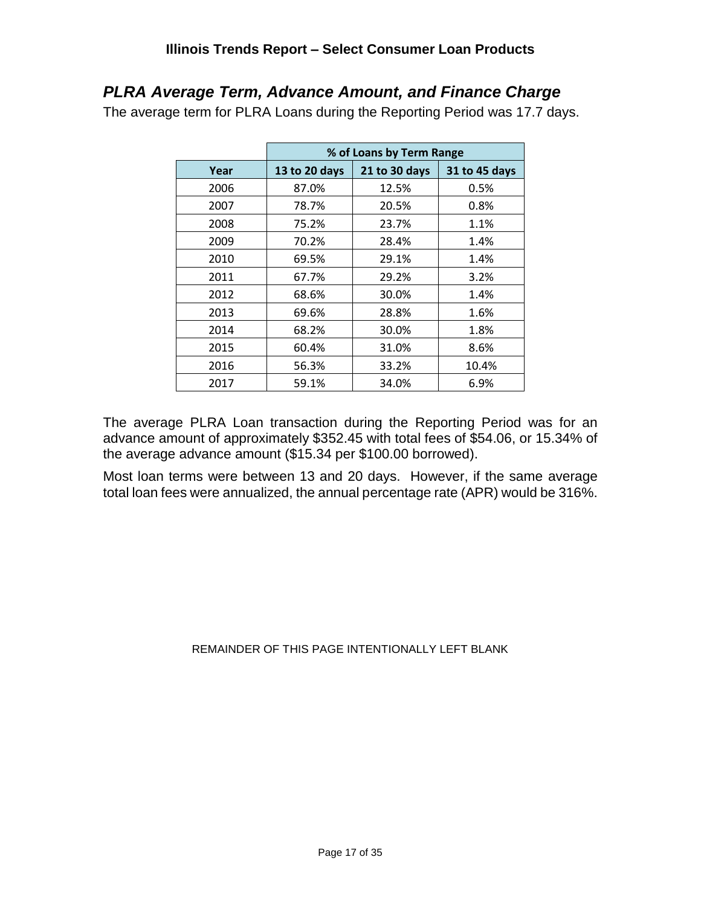## *PLRA Average Term, Advance Amount, and Finance Charge*

The average term for PLRA Loans during the Reporting Period was 17.7 days.

| | % of Loans by Term Range | | |
|---|---|---|---|
| Year | 13 to 20 days | 21 to 30 days | 31 to 45 days |
| 2006 | 87.0% | 12.5% | 0.5% |
| 2007 | 78.7% | 20.5% | 0.8% |
| 2008 | 75.2% | 23.7% | 1.1% |
| 2009 | 70.2% | 28.4% | 1.4% |
| 2010 | 69.5% | 29.1% | 1.4% |
| 2011 | 67.7% | 29.2% | 3.2% |
| 2012 | 68.6% | 30.0% | 1.4% |
| 2013 | 69.6% | 28.8% | 1.6% |
| 2014 | 68.2% | 30.0% | 1.8% |
| 2015 | 60.4% | 31.0% | 8.6% |
| 2016 | 56.3% | 33.2% | 10.4% |
| 2017 | 59.1% | 34.0% | 6.9% |

The average PLRA Loan transaction during the Reporting Period was for an advance amount of approximately $352.45 with total fees of $54.06, or 15.34% of the average advance amount ($15.34 per $100.00 borrowed).

Most loan terms were between 13 and 20 days. However, if the same average total loan fees were annualized, the annual percentage rate (APR) would be 316%.

REMAINDER OF THIS PAGE INTENTIONALLY LEFT BLANK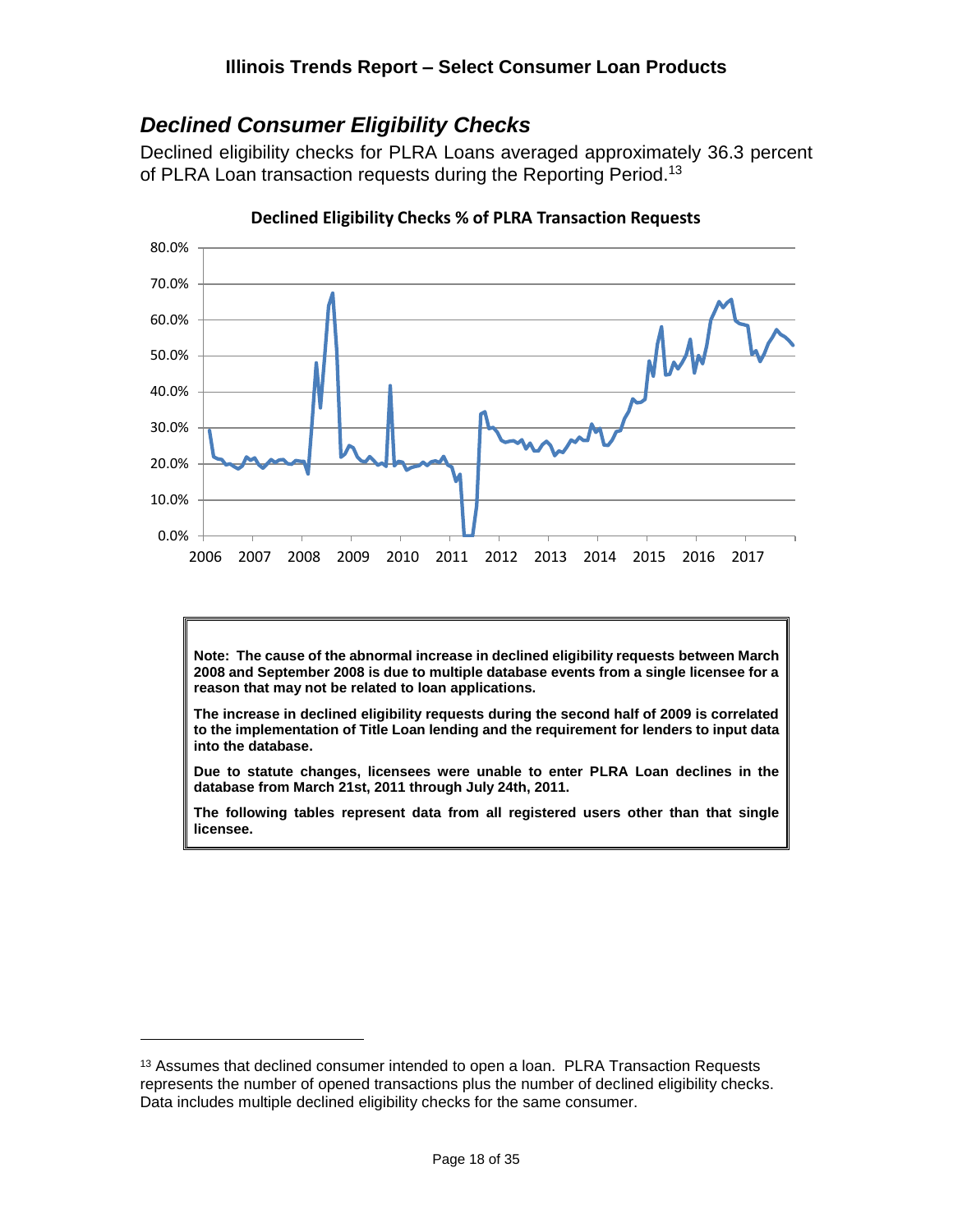## *Declined Consumer Eligibility Checks*

Declined eligibility checks for PLRA Loans averaged approximately 36.3 percent of PLRA Loan transaction requests during the Reporting Period.[13]

**Declined Eligibility Checks % of PLRA Transaction Requests**

> **Note: The cause of the abnormal increase in declined eligibility requests between March 2008 and September 2008 is due to multiple database events from a single licensee for a reason that may not be related to loan applications.**
>
> **The increase in declined eligibility requests during the second half of 2009 is correlated to the implementation of Title Loan lending and the requirement for lenders to input data into the database.**
>
> **Due to statute changes, licensees were unable to enter PLRA Loan declines in the database from March 21st, 2011 through July 24th, 2011.**
>
> **The following tables represent data from all registered users other than that single licensee.**

[13] Assumes that declined consumer intended to open a loan. PLRA Transaction Requests represents the number of opened transactions plus the number of declined eligibility checks. Data includes multiple declined eligibility checks for the same consumer.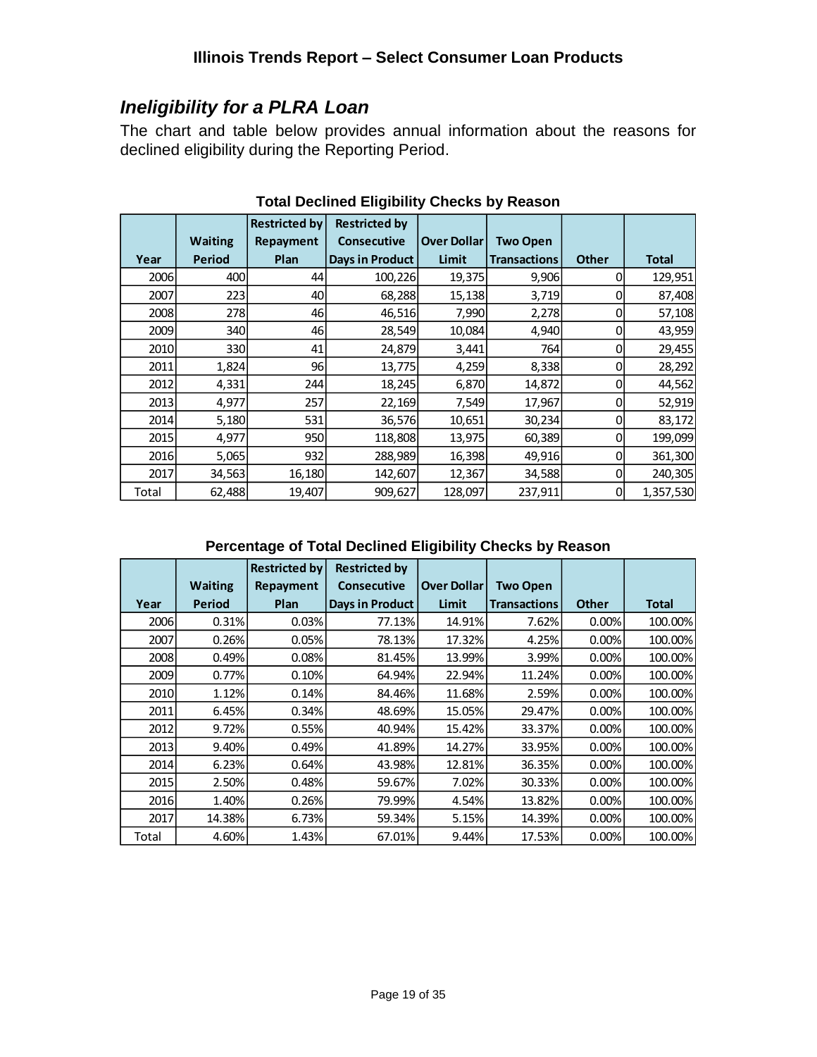## *Ineligibility for a PLRA Loan*

The chart and table below provides annual information about the reasons for declined eligibility during the Reporting Period.

**Total Declined Eligibility Checks by Reason**

| Year | Waiting Period | Restricted by Repayment Plan | Restricted by Consecutive Days in Product | Over Dollar Limit | Two Open Transactions | Other | Total |
|---|---|---|---|---|---|---|---|
| 2006 | 400 | 44 | 100,226 | 19,375 | 9,906 | 0 | 129,951 |
| 2007 | 223 | 40 | 68,288 | 15,138 | 3,719 | 0 | 87,408 |
| 2008 | 278 | 46 | 46,516 | 7,990 | 2,278 | 0 | 57,108 |
| 2009 | 340 | 46 | 28,549 | 10,084 | 4,940 | 0 | 43,959 |
| 2010 | 330 | 41 | 24,879 | 3,441 | 764 | 0 | 29,455 |
| 2011 | 1,824 | 96 | 13,775 | 4,259 | 8,338 | 0 | 28,292 |
| 2012 | 4,331 | 244 | 18,245 | 6,870 | 14,872 | 0 | 44,562 |
| 2013 | 4,977 | 257 | 22,169 | 7,549 | 17,967 | 0 | 52,919 |
| 2014 | 5,180 | 531 | 36,576 | 10,651 | 30,234 | 0 | 83,172 |
| 2015 | 4,977 | 950 | 118,808 | 13,975 | 60,389 | 0 | 199,099 |
| 2016 | 5,065 | 932 | 288,989 | 16,398 | 49,916 | 0 | 361,300 |
| 2017 | 34,563 | 16,180 | 142,607 | 12,367 | 34,588 | 0 | 240,305 |
| Total | 62,488 | 19,407 | 909,627 | 128,097 | 237,911 | 0 | 1,357,530 |

**Percentage of Total Declined Eligibility Checks by Reason**

| Year | Waiting Period | Restricted by Repayment Plan | Restricted by Consecutive Days in Product | Over Dollar Limit | Two Open Transactions | Other | Total |
|---|---|---|---|---|---|---|---|
| 2006 | 0.31% | 0.03% | 77.13% | 14.91% | 7.62% | 0.00% | 100.00% |
| 2007 | 0.26% | 0.05% | 78.13% | 17.32% | 4.25% | 0.00% | 100.00% |
| 2008 | 0.49% | 0.08% | 81.45% | 13.99% | 3.99% | 0.00% | 100.00% |
| 2009 | 0.77% | 0.10% | 64.94% | 22.94% | 11.24% | 0.00% | 100.00% |
| 2010 | 1.12% | 0.14% | 84.46% | 11.68% | 2.59% | 0.00% | 100.00% |
| 2011 | 6.45% | 0.34% | 48.69% | 15.05% | 29.47% | 0.00% | 100.00% |
| 2012 | 9.72% | 0.55% | 40.94% | 15.42% | 33.37% | 0.00% | 100.00% |
| 2013 | 9.40% | 0.49% | 41.89% | 14.27% | 33.95% | 0.00% | 100.00% |
| 2014 | 6.23% | 0.64% | 43.98% | 12.81% | 36.35% | 0.00% | 100.00% |
| 2015 | 2.50% | 0.48% | 59.67% | 7.02% | 30.33% | 0.00% | 100.00% |
| 2016 | 1.40% | 0.26% | 79.99% | 4.54% | 13.82% | 0.00% | 100.00% |
| 2017 | 14.38% | 6.73% | 59.34% | 5.15% | 14.39% | 0.00% | 100.00% |
| Total | 4.60% | 1.43% | 67.01% | 9.44% | 17.53% | 0.00% | 100.00% |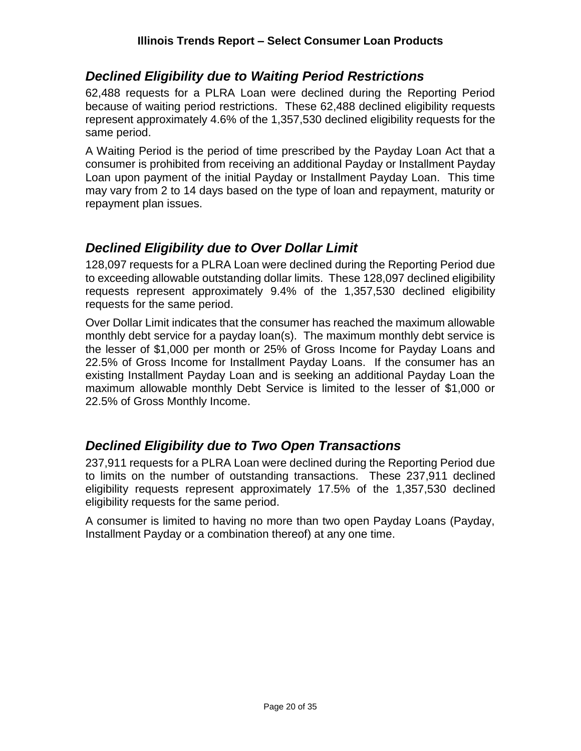## *Declined Eligibility due to Waiting Period Restrictions*

62,488 requests for a PLRA Loan were declined during the Reporting Period because of waiting period restrictions. These 62,488 declined eligibility requests represent approximately 4.6% of the 1,357,530 declined eligibility requests for the same period.

A Waiting Period is the period of time prescribed by the Payday Loan Act that a consumer is prohibited from receiving an additional Payday or Installment Payday Loan upon payment of the initial Payday or Installment Payday Loan. This time may vary from 2 to 14 days based on the type of loan and repayment, maturity or repayment plan issues.

## *Declined Eligibility due to Over Dollar Limit*

128,097 requests for a PLRA Loan were declined during the Reporting Period due to exceeding allowable outstanding dollar limits. These 128,097 declined eligibility requests represent approximately 9.4% of the 1,357,530 declined eligibility requests for the same period.

Over Dollar Limit indicates that the consumer has reached the maximum allowable monthly debt service for a payday loan(s). The maximum monthly debt service is the lesser of $1,000 per month or 25% of Gross Income for Payday Loans and 22.5% of Gross Income for Installment Payday Loans. If the consumer has an existing Installment Payday Loan and is seeking an additional Payday Loan the maximum allowable monthly Debt Service is limited to the lesser of $1,000 or 22.5% of Gross Monthly Income.

## *Declined Eligibility due to Two Open Transactions*

237,911 requests for a PLRA Loan were declined during the Reporting Period due to limits on the number of outstanding transactions. These 237,911 declined eligibility requests represent approximately 17.5% of the 1,357,530 declined eligibility requests for the same period.

A consumer is limited to having no more than two open Payday Loans (Payday, Installment Payday or a combination thereof) at any one time.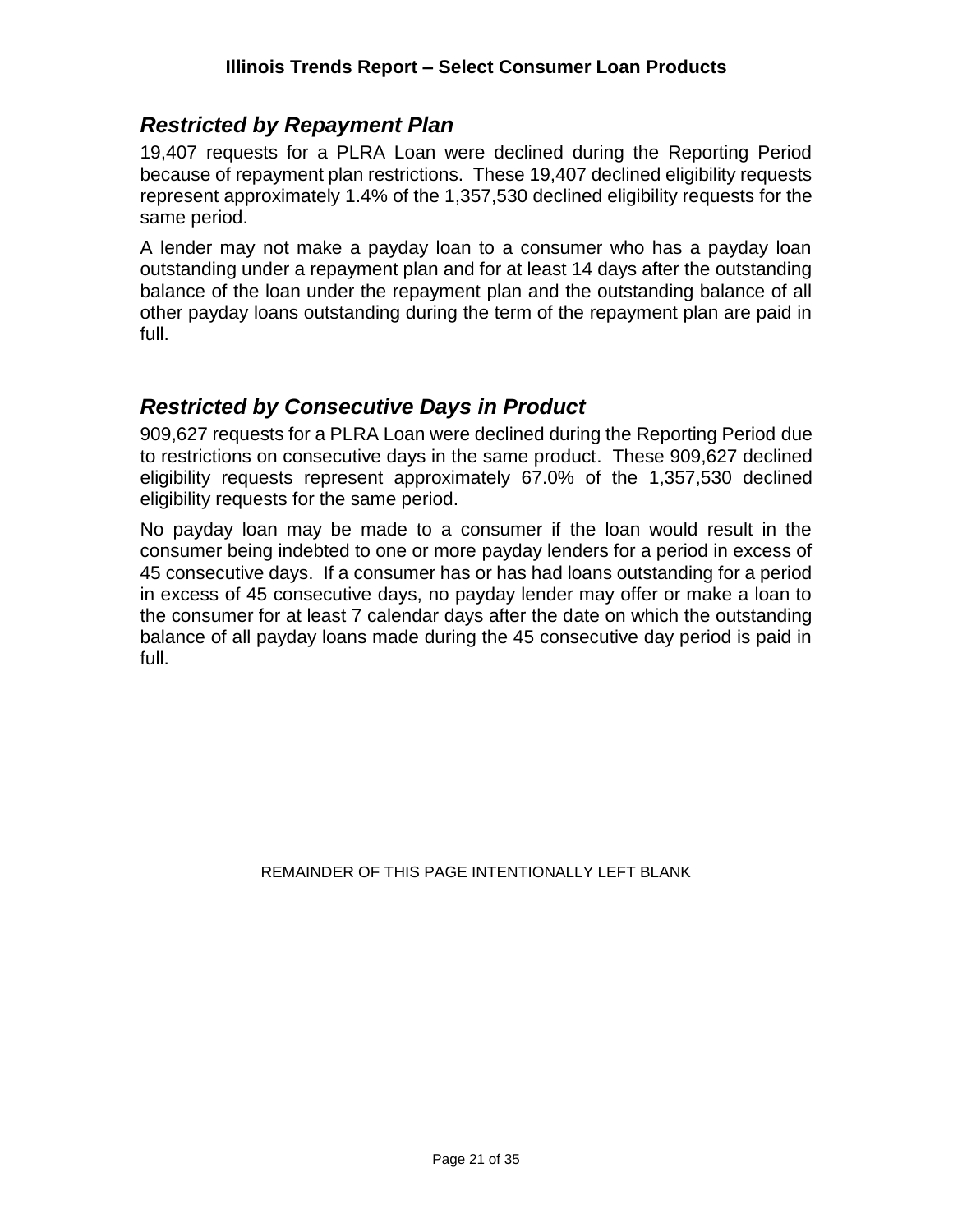## *Restricted by Repayment Plan*

19,407 requests for a PLRA Loan were declined during the Reporting Period because of repayment plan restrictions. These 19,407 declined eligibility requests represent approximately 1.4% of the 1,357,530 declined eligibility requests for the same period.

A lender may not make a payday loan to a consumer who has a payday loan outstanding under a repayment plan and for at least 14 days after the outstanding balance of the loan under the repayment plan and the outstanding balance of all other payday loans outstanding during the term of the repayment plan are paid in full.

## *Restricted by Consecutive Days in Product*

909,627 requests for a PLRA Loan were declined during the Reporting Period due to restrictions on consecutive days in the same product. These 909,627 declined eligibility requests represent approximately 67.0% of the 1,357,530 declined eligibility requests for the same period.

No payday loan may be made to a consumer if the loan would result in the consumer being indebted to one or more payday lenders for a period in excess of 45 consecutive days. If a consumer has or has had loans outstanding for a period in excess of 45 consecutive days, no payday lender may offer or make a loan to the consumer for at least 7 calendar days after the date on which the outstanding balance of all payday loans made during the 45 consecutive day period is paid in full.

REMAINDER OF THIS PAGE INTENTIONALLY LEFT BLANK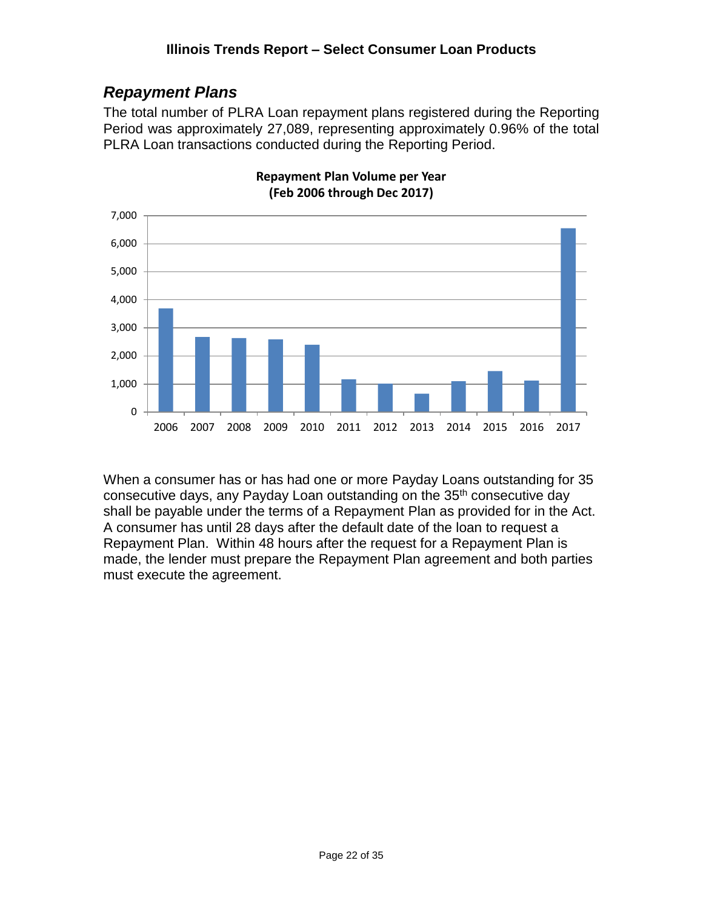## *Repayment Plans*

The total number of PLRA Loan repayment plans registered during the Reporting Period was approximately 27,089, representing approximately 0.96% of the total PLRA Loan transactions conducted during the Reporting Period.

**Repayment Plan Volume per Year**
**(Feb 2006 through Dec 2017)**

When a consumer has or has had one or more Payday Loans outstanding for 35 consecutive days, any Payday Loan outstanding on the 35th consecutive day shall be payable under the terms of a Repayment Plan as provided for in the Act. A consumer has until 28 days after the default date of the loan to request a Repayment Plan. Within 48 hours after the request for a Repayment Plan is made, the lender must prepare the Repayment Plan agreement and both parties must execute the agreement.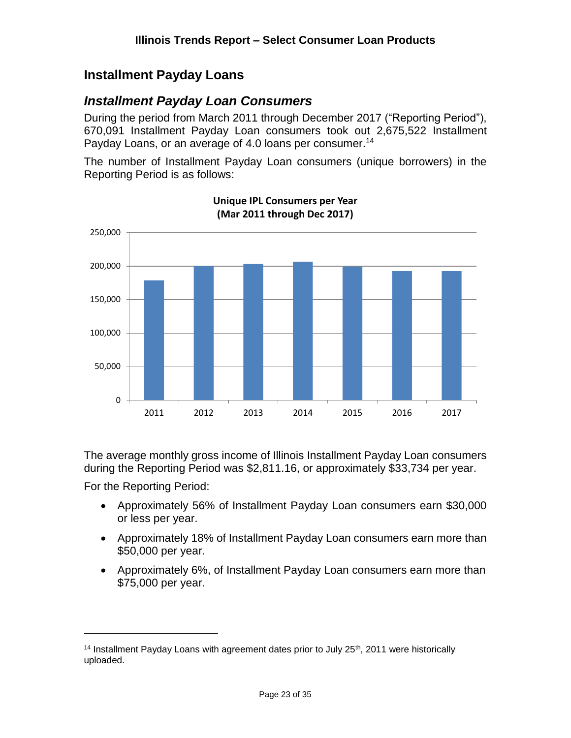## Installment Payday Loans

### *Installment Payday Loan Consumers*

During the period from March 2011 through December 2017 ("Reporting Period"), 670,091 Installment Payday Loan consumers took out 2,675,522 Installment Payday Loans, or an average of 4.0 loans per consumer.[14]

The number of Installment Payday Loan consumers (unique borrowers) in the Reporting Period is as follows:

**Unique IPL Consumers per Year (Mar 2011 through Dec 2017)**

The average monthly gross income of Illinois Installment Payday Loan consumers during the Reporting Period was $2,811.16, or approximately $33,734 per year.

For the Reporting Period:

- Approximately 56% of Installment Payday Loan consumers earn $30,000 or less per year.
- Approximately 18% of Installment Payday Loan consumers earn more than $50,000 per year.
- Approximately 6%, of Installment Payday Loan consumers earn more than $75,000 per year.

[14] Installment Payday Loans with agreement dates prior to July 25th, 2011 were historically uploaded.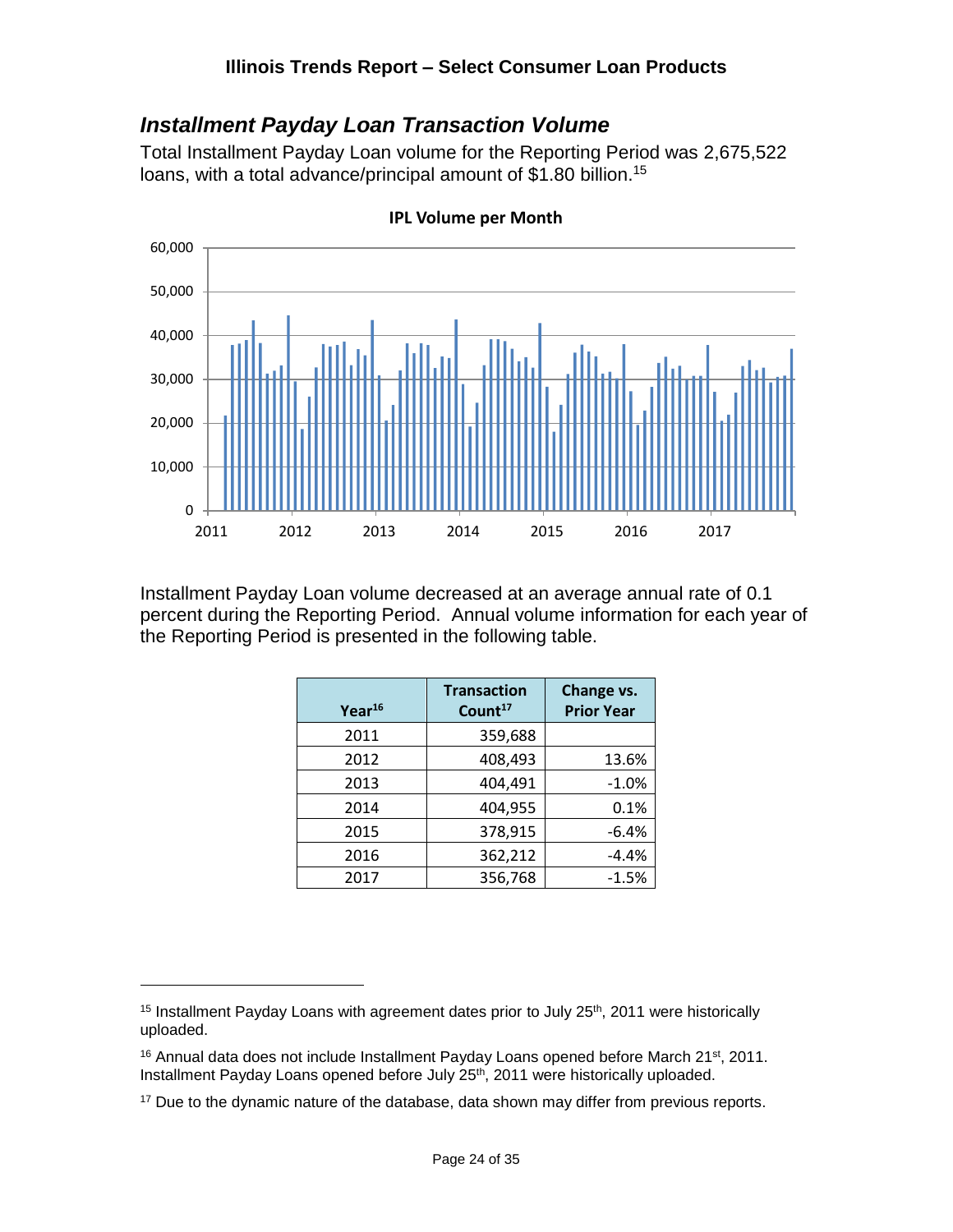## *Installment Payday Loan Transaction Volume*

Total Installment Payday Loan volume for the Reporting Period was 2,675,522 loans, with a total advance/principal amount of $1.80 billion.[15]

**IPL Volume per Month**

Installment Payday Loan volume decreased at an average annual rate of 0.1 percent during the Reporting Period. Annual volume information for each year of the Reporting Period is presented in the following table.

| Year[16] | Transaction Count[17] | Change vs. Prior Year |
|---|---|---|
| 2011 | 359,688 | |
| 2012 | 408,493 | 13.6% |
| 2013 | 404,491 | -1.0% |
| 2014 | 404,955 | 0.1% |
| 2015 | 378,915 | -6.4% |
| 2016 | 362,212 | -4.4% |
| 2017 | 356,768 | -1.5% |

[15] Installment Payday Loans with agreement dates prior to July 25th, 2011 were historically uploaded.

[16] Annual data does not include Installment Payday Loans opened before March 21st, 2011. Installment Payday Loans opened before July 25th, 2011 were historically uploaded.

[17] Due to the dynamic nature of the database, data shown may differ from previous reports.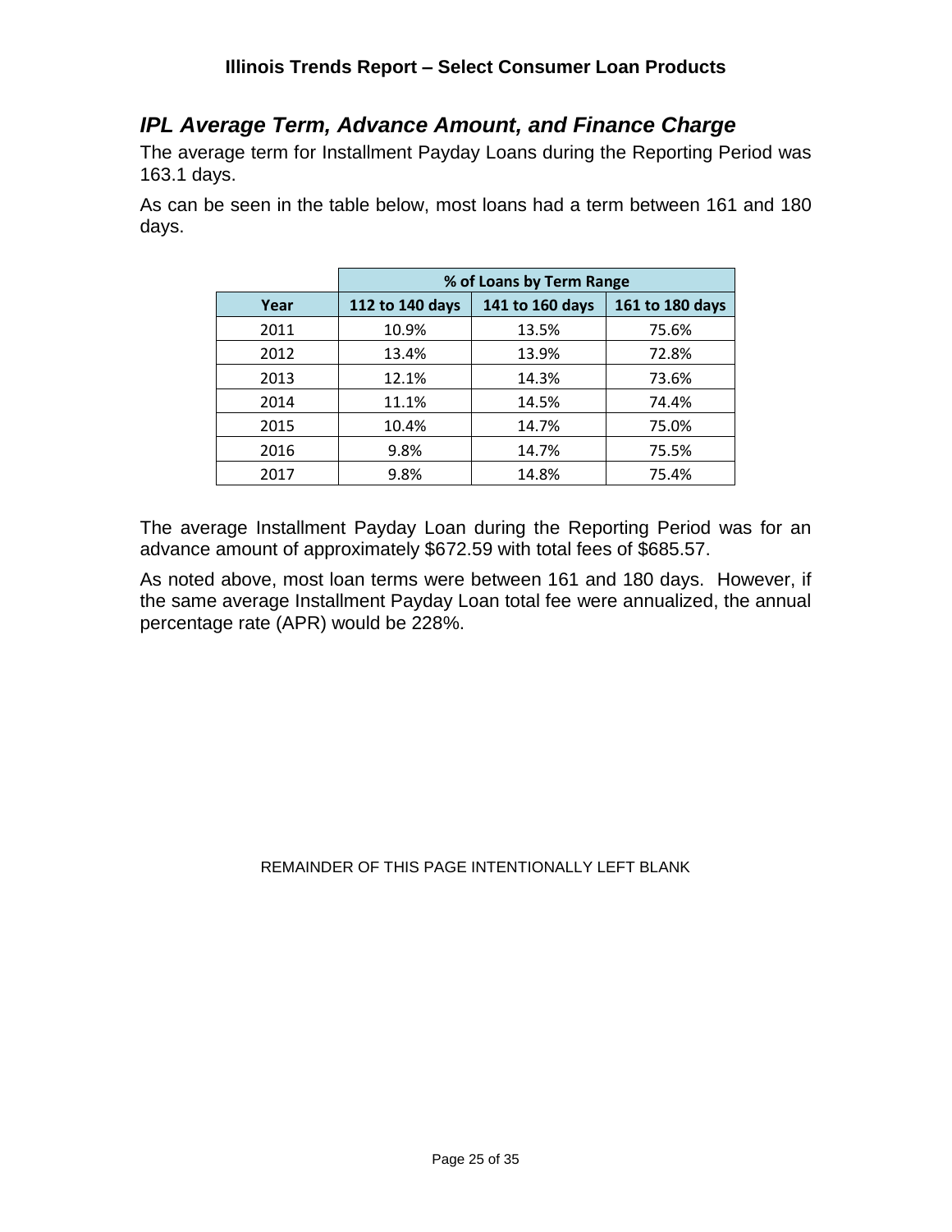## *IPL Average Term, Advance Amount, and Finance Charge*

The average term for Installment Payday Loans during the Reporting Period was 163.1 days.

As can be seen in the table below, most loans had a term between 161 and 180 days.

| | % of Loans by Term Range | | |
|---|---|---|---|
| **Year** | **112 to 140 days** | **141 to 160 days** | **161 to 180 days** |
| 2011 | 10.9% | 13.5% | 75.6% |
| 2012 | 13.4% | 13.9% | 72.8% |
| 2013 | 12.1% | 14.3% | 73.6% |
| 2014 | 11.1% | 14.5% | 74.4% |
| 2015 | 10.4% | 14.7% | 75.0% |
| 2016 | 9.8% | 14.7% | 75.5% |
| 2017 | 9.8% | 14.8% | 75.4% |

The average Installment Payday Loan during the Reporting Period was for an advance amount of approximately $672.59 with total fees of $685.57.

As noted above, most loan terms were between 161 and 180 days. However, if the same average Installment Payday Loan total fee were annualized, the annual percentage rate (APR) would be 228%.

REMAINDER OF THIS PAGE INTENTIONALLY LEFT BLANK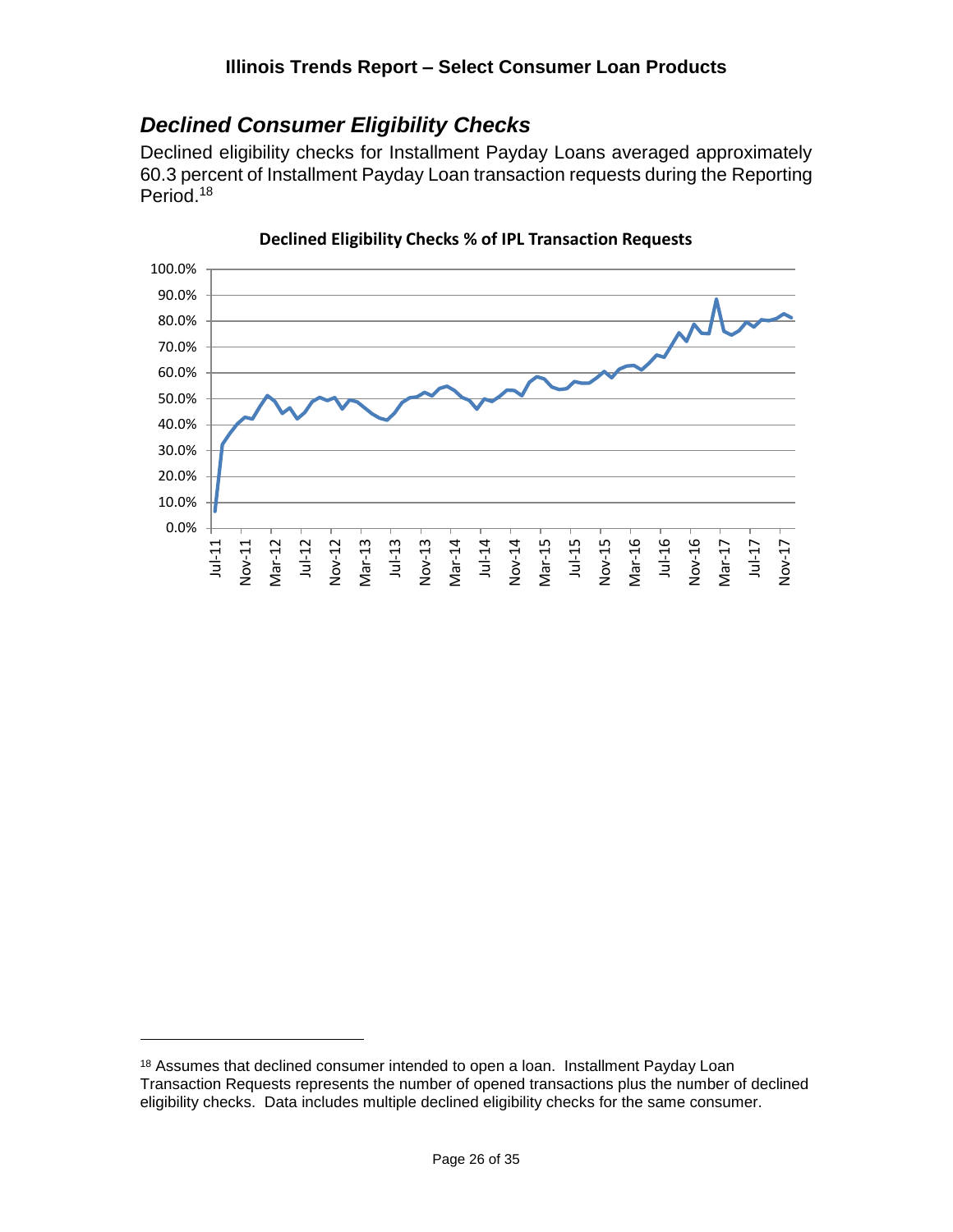## *Declined Consumer Eligibility Checks*

Declined eligibility checks for Installment Payday Loans averaged approximately 60.3 percent of Installment Payday Loan transaction requests during the Reporting Period.[18]

**Declined Eligibility Checks % of IPL Transaction Requests**

[18] Assumes that declined consumer intended to open a loan. Installment Payday Loan Transaction Requests represents the number of opened transactions plus the number of declined eligibility checks. Data includes multiple declined eligibility checks for the same consumer.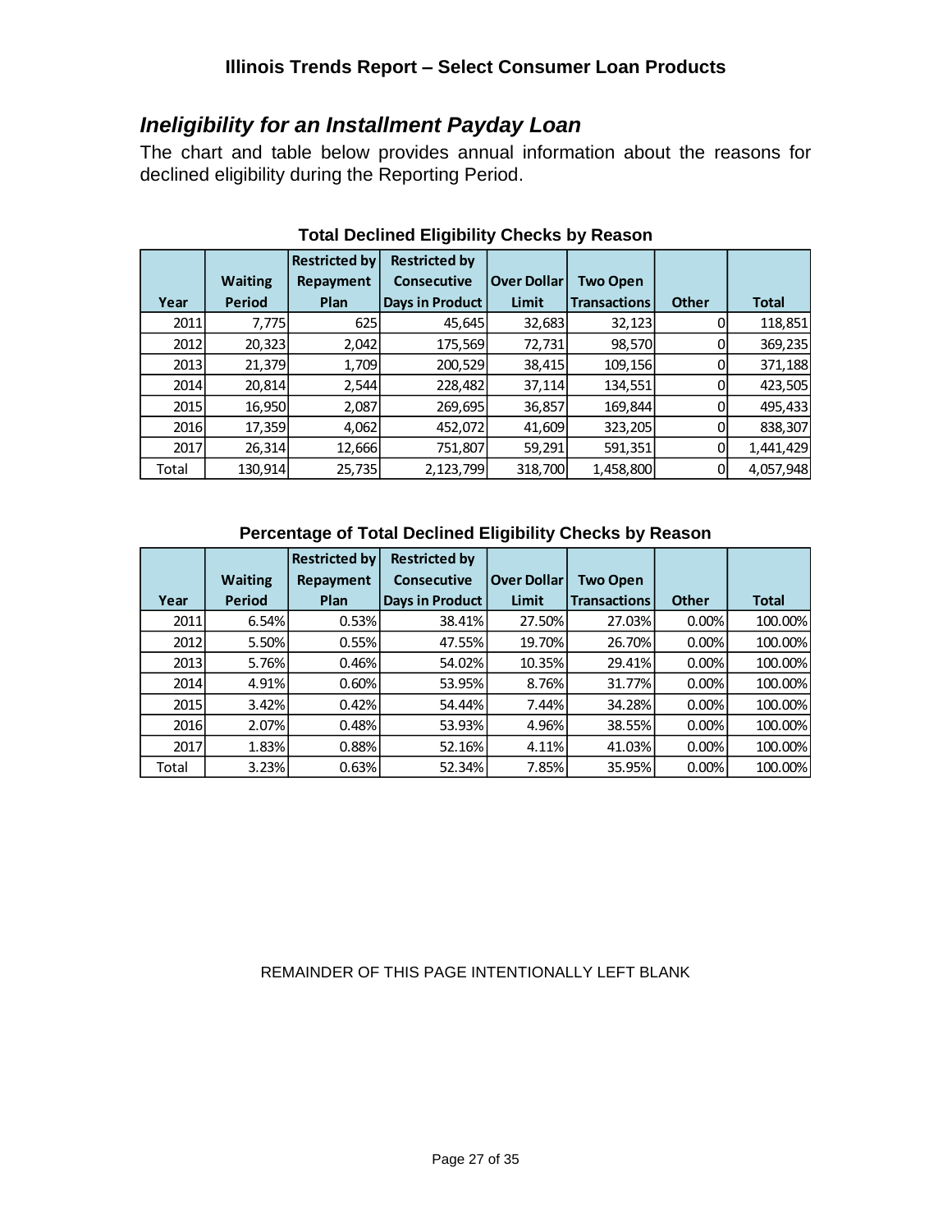## *Ineligibility for an Installment Payday Loan*

The chart and table below provides annual information about the reasons for declined eligibility during the Reporting Period.

**Total Declined Eligibility Checks by Reason**

| Year | Waiting Period | Restricted by Repayment Plan | Restricted by Consecutive Days in Product | Over Dollar Limit | Two Open Transactions | Other | Total |
|---|---|---|---|---|---|---|---|
| 2011 | 7,775 | 625 | 45,645 | 32,683 | 32,123 | 0 | 118,851 |
| 2012 | 20,323 | 2,042 | 175,569 | 72,731 | 98,570 | 0 | 369,235 |
| 2013 | 21,379 | 1,709 | 200,529 | 38,415 | 109,156 | 0 | 371,188 |
| 2014 | 20,814 | 2,544 | 228,482 | 37,114 | 134,551 | 0 | 423,505 |
| 2015 | 16,950 | 2,087 | 269,695 | 36,857 | 169,844 | 0 | 495,433 |
| 2016 | 17,359 | 4,062 | 452,072 | 41,609 | 323,205 | 0 | 838,307 |
| 2017 | 26,314 | 12,666 | 751,807 | 59,291 | 591,351 | 0 | 1,441,429 |
| Total | 130,914 | 25,735 | 2,123,799 | 318,700 | 1,458,800 | 0 | 4,057,948 |

**Percentage of Total Declined Eligibility Checks by Reason**

| Year | Waiting Period | Restricted by Repayment Plan | Restricted by Consecutive Days in Product | Over Dollar Limit | Two Open Transactions | Other | Total |
|---|---|---|---|---|---|---|---|
| 2011 | 6.54% | 0.53% | 38.41% | 27.50% | 27.03% | 0.00% | 100.00% |
| 2012 | 5.50% | 0.55% | 47.55% | 19.70% | 26.70% | 0.00% | 100.00% |
| 2013 | 5.76% | 0.46% | 54.02% | 10.35% | 29.41% | 0.00% | 100.00% |
| 2014 | 4.91% | 0.60% | 53.95% | 8.76% | 31.77% | 0.00% | 100.00% |
| 2015 | 3.42% | 0.42% | 54.44% | 7.44% | 34.28% | 0.00% | 100.00% |
| 2016 | 2.07% | 0.48% | 53.93% | 4.96% | 38.55% | 0.00% | 100.00% |
| 2017 | 1.83% | 0.88% | 52.16% | 4.11% | 41.03% | 0.00% | 100.00% |
| Total | 3.23% | 0.63% | 52.34% | 7.85% | 35.95% | 0.00% | 100.00% |

REMAINDER OF THIS PAGE INTENTIONALLY LEFT BLANK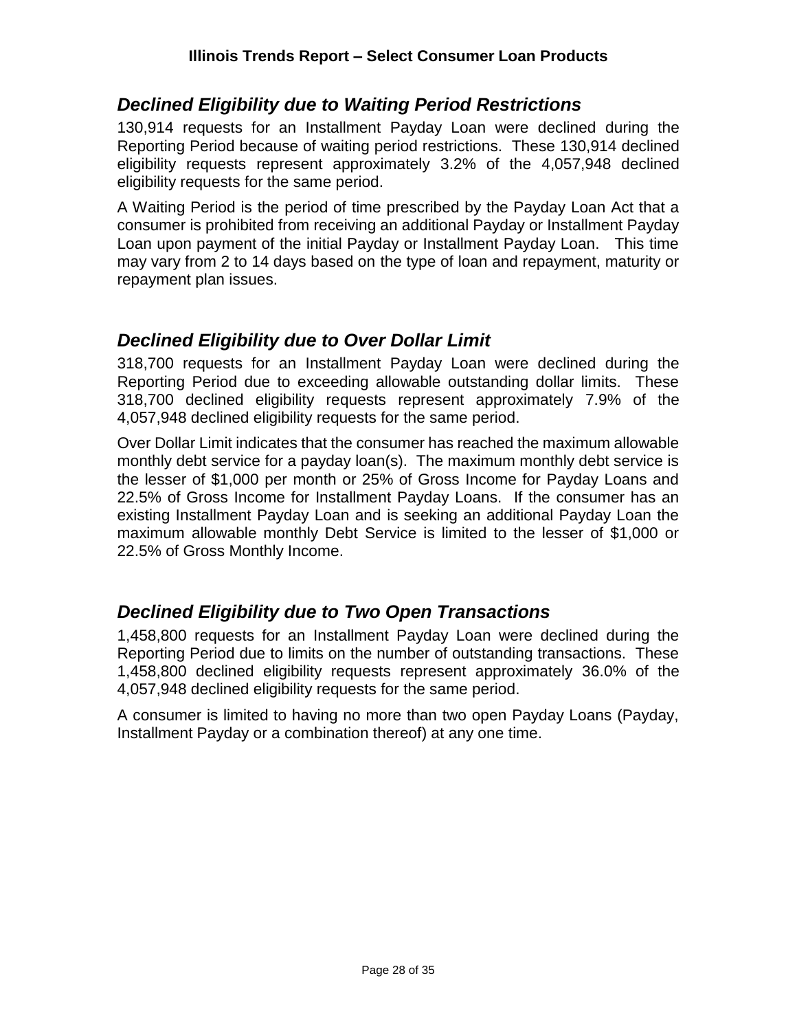## *Declined Eligibility due to Waiting Period Restrictions*

130,914 requests for an Installment Payday Loan were declined during the Reporting Period because of waiting period restrictions. These 130,914 declined eligibility requests represent approximately 3.2% of the 4,057,948 declined eligibility requests for the same period.

A Waiting Period is the period of time prescribed by the Payday Loan Act that a consumer is prohibited from receiving an additional Payday or Installment Payday Loan upon payment of the initial Payday or Installment Payday Loan. This time may vary from 2 to 14 days based on the type of loan and repayment, maturity or repayment plan issues.

## *Declined Eligibility due to Over Dollar Limit*

318,700 requests for an Installment Payday Loan were declined during the Reporting Period due to exceeding allowable outstanding dollar limits. These 318,700 declined eligibility requests represent approximately 7.9% of the 4,057,948 declined eligibility requests for the same period.

Over Dollar Limit indicates that the consumer has reached the maximum allowable monthly debt service for a payday loan(s). The maximum monthly debt service is the lesser of $1,000 per month or 25% of Gross Income for Payday Loans and 22.5% of Gross Income for Installment Payday Loans. If the consumer has an existing Installment Payday Loan and is seeking an additional Payday Loan the maximum allowable monthly Debt Service is limited to the lesser of $1,000 or 22.5% of Gross Monthly Income.

## *Declined Eligibility due to Two Open Transactions*

1,458,800 requests for an Installment Payday Loan were declined during the Reporting Period due to limits on the number of outstanding transactions. These 1,458,800 declined eligibility requests represent approximately 36.0% of the 4,057,948 declined eligibility requests for the same period.

A consumer is limited to having no more than two open Payday Loans (Payday, Installment Payday or a combination thereof) at any one time.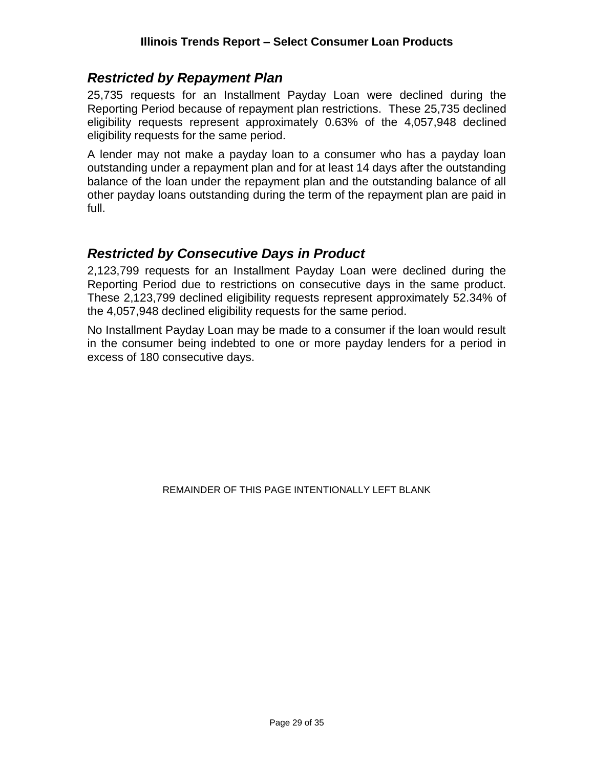## *Restricted by Repayment Plan*

25,735 requests for an Installment Payday Loan were declined during the Reporting Period because of repayment plan restrictions. These 25,735 declined eligibility requests represent approximately 0.63% of the 4,057,948 declined eligibility requests for the same period.

A lender may not make a payday loan to a consumer who has a payday loan outstanding under a repayment plan and for at least 14 days after the outstanding balance of the loan under the repayment plan and the outstanding balance of all other payday loans outstanding during the term of the repayment plan are paid in full.

## *Restricted by Consecutive Days in Product*

2,123,799 requests for an Installment Payday Loan were declined during the Reporting Period due to restrictions on consecutive days in the same product. These 2,123,799 declined eligibility requests represent approximately 52.34% of the 4,057,948 declined eligibility requests for the same period.

No Installment Payday Loan may be made to a consumer if the loan would result in the consumer being indebted to one or more payday lenders for a period in excess of 180 consecutive days.

REMAINDER OF THIS PAGE INTENTIONALLY LEFT BLANK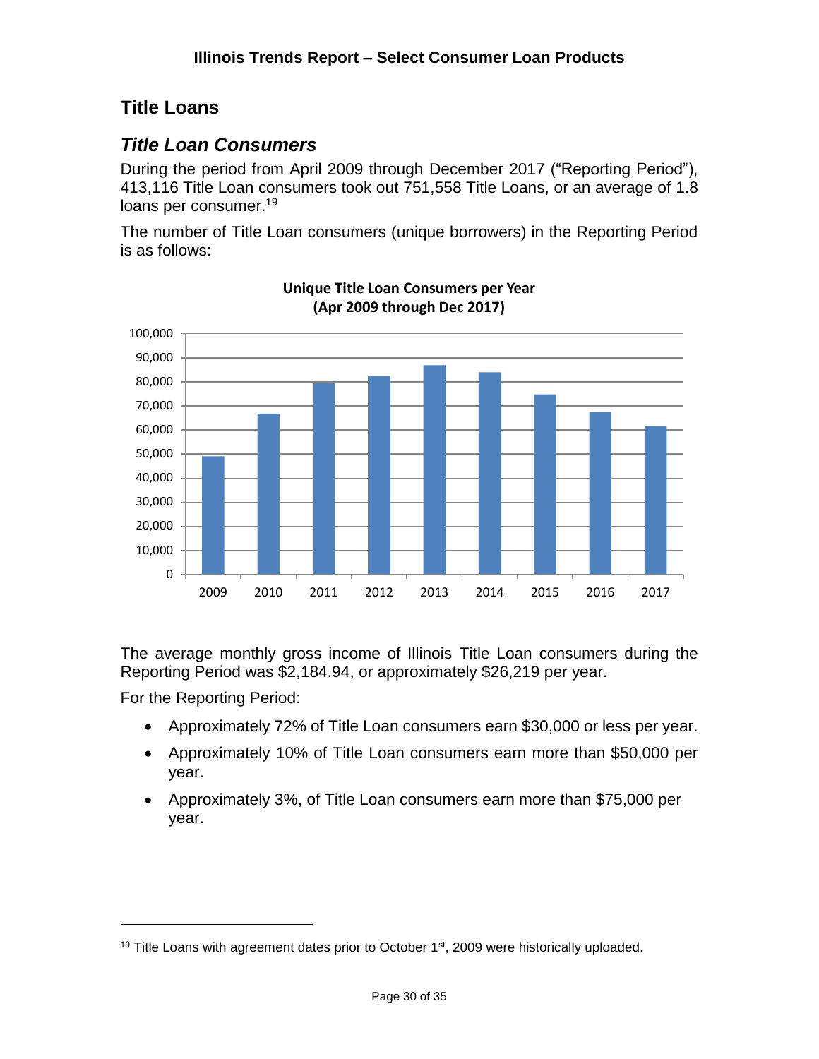## Title Loans

### *Title Loan Consumers*

During the period from April 2009 through December 2017 ("Reporting Period"), 413,116 Title Loan consumers took out 751,558 Title Loans, or an average of 1.8 loans per consumer.[19]

The number of Title Loan consumers (unique borrowers) in the Reporting Period is as follows:

**Unique Title Loan Consumers per Year (Apr 2009 through Dec 2017)**

The average monthly gross income of Illinois Title Loan consumers during the Reporting Period was $2,184.94, or approximately $26,219 per year.

For the Reporting Period:

- Approximately 72% of Title Loan consumers earn $30,000 or less per year.
- Approximately 10% of Title Loan consumers earn more than $50,000 per year.
- Approximately 3%, of Title Loan consumers earn more than $75,000 per year.

---

[19] Title Loans with agreement dates prior to October 1st, 2009 were historically uploaded.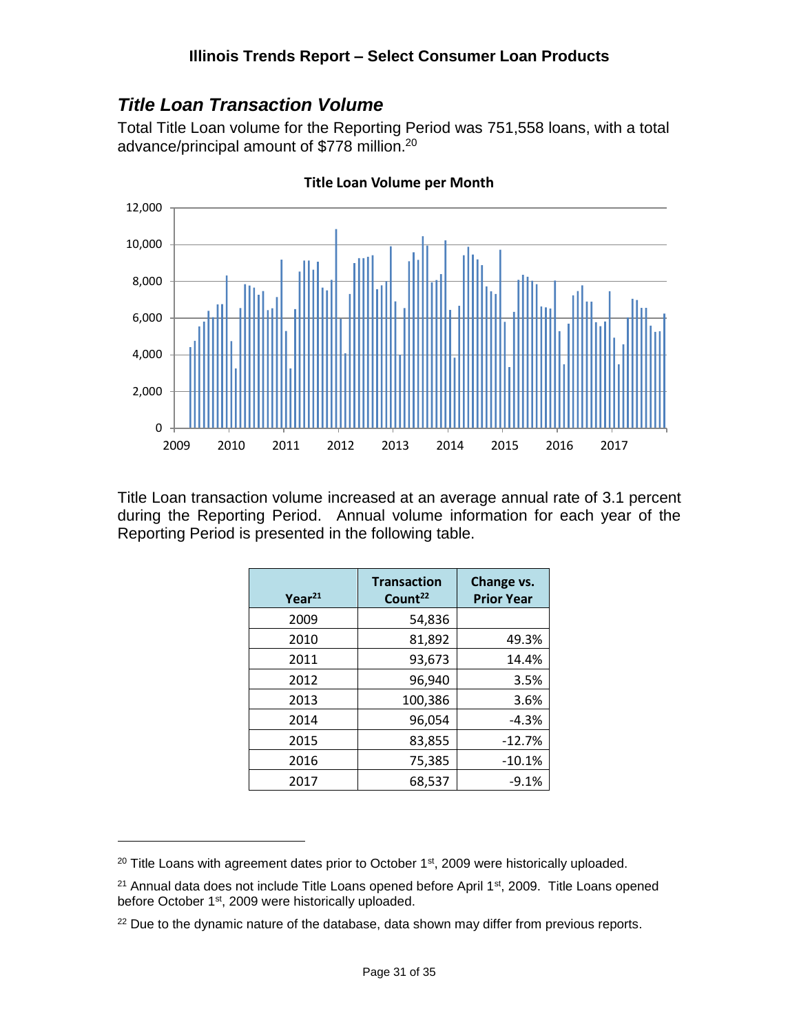## *Title Loan Transaction Volume*

Total Title Loan volume for the Reporting Period was 751,558 loans, with a total advance/principal amount of $778 million.[20]

**Title Loan Volume per Month**

Title Loan transaction volume increased at an average annual rate of 3.1 percent during the Reporting Period. Annual volume information for each year of the Reporting Period is presented in the following table.

| Year[21] | Transaction Count[22] | Change vs. Prior Year |
|---|---|---|
| 2009 | 54,836 | |
| 2010 | 81,892 | 49.3% |
| 2011 | 93,673 | 14.4% |
| 2012 | 96,940 | 3.5% |
| 2013 | 100,386 | 3.6% |
| 2014 | 96,054 | -4.3% |
| 2015 | 83,855 | -12.7% |
| 2016 | 75,385 | -10.1% |
| 2017 | 68,537 | -9.1% |

---

[20] Title Loans with agreement dates prior to October 1st, 2009 were historically uploaded.

[21] Annual data does not include Title Loans opened before April 1st, 2009. Title Loans opened before October 1st, 2009 were historically uploaded.

[22] Due to the dynamic nature of the database, data shown may differ from previous reports.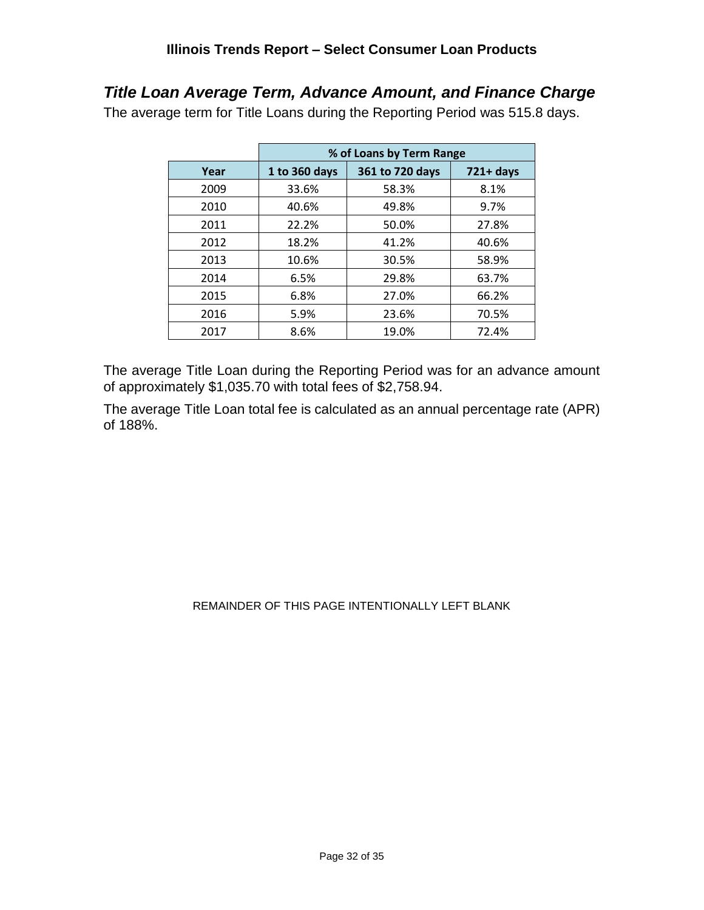## *Title Loan Average Term, Advance Amount, and Finance Charge*

The average term for Title Loans during the Reporting Period was 515.8 days.

| | % of Loans by Term Range | | |
|---|---|---|---|
| Year | 1 to 360 days | 361 to 720 days | 721+ days |
| 2009 | 33.6% | 58.3% | 8.1% |
| 2010 | 40.6% | 49.8% | 9.7% |
| 2011 | 22.2% | 50.0% | 27.8% |
| 2012 | 18.2% | 41.2% | 40.6% |
| 2013 | 10.6% | 30.5% | 58.9% |
| 2014 | 6.5% | 29.8% | 63.7% |
| 2015 | 6.8% | 27.0% | 66.2% |
| 2016 | 5.9% | 23.6% | 70.5% |
| 2017 | 8.6% | 19.0% | 72.4% |

The average Title Loan during the Reporting Period was for an advance amount of approximately $1,035.70 with total fees of $2,758.94.

The average Title Loan total fee is calculated as an annual percentage rate (APR) of 188%.

REMAINDER OF THIS PAGE INTENTIONALLY LEFT BLANK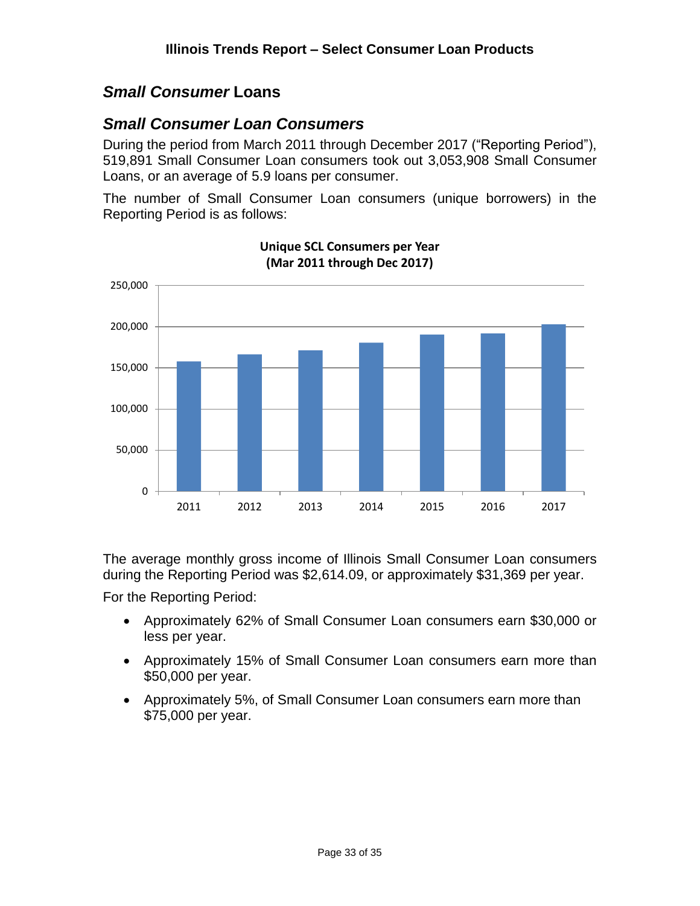## *Small Consumer* Loans

### *Small Consumer Loan Consumers*

During the period from March 2011 through December 2017 ("Reporting Period"), 519,891 Small Consumer Loan consumers took out 3,053,908 Small Consumer Loans, or an average of 5.9 loans per consumer.

The number of Small Consumer Loan consumers (unique borrowers) in the Reporting Period is as follows:

**Unique SCL Consumers per Year (Mar 2011 through Dec 2017)**

The average monthly gross income of Illinois Small Consumer Loan consumers during the Reporting Period was $2,614.09, or approximately $31,369 per year.

For the Reporting Period:

- Approximately 62% of Small Consumer Loan consumers earn $30,000 or less per year.
- Approximately 15% of Small Consumer Loan consumers earn more than $50,000 per year.
- Approximately 5%, of Small Consumer Loan consumers earn more than $75,000 per year.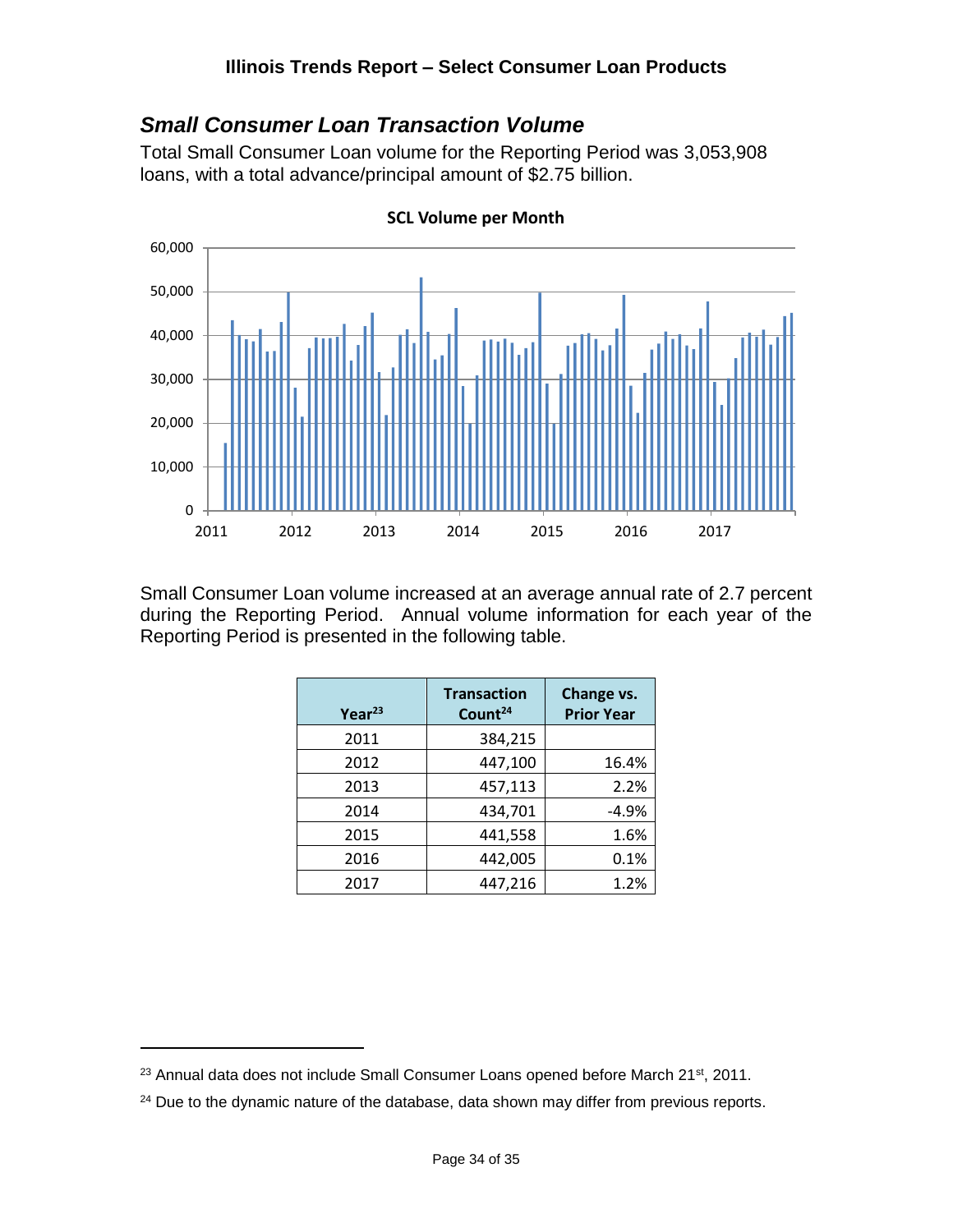## *Small Consumer Loan Transaction Volume*

Total Small Consumer Loan volume for the Reporting Period was 3,053,908 loans, with a total advance/principal amount of $2.75 billion.

**SCL Volume per Month**

Small Consumer Loan volume increased at an average annual rate of 2.7 percent during the Reporting Period. Annual volume information for each year of the Reporting Period is presented in the following table.

| Year[23] | Transaction Count[24] | Change vs. Prior Year |
|---|---|---|
| 2011 | 384,215 | |
| 2012 | 447,100 | 16.4% |
| 2013 | 457,113 | 2.2% |
| 2014 | 434,701 | -4.9% |
| 2015 | 441,558 | 1.6% |
| 2016 | 442,005 | 0.1% |
| 2017 | 447,216 | 1.2% |

[23] Annual data does not include Small Consumer Loans opened before March 21st, 2011.

[24] Due to the dynamic nature of the database, data shown may differ from previous reports.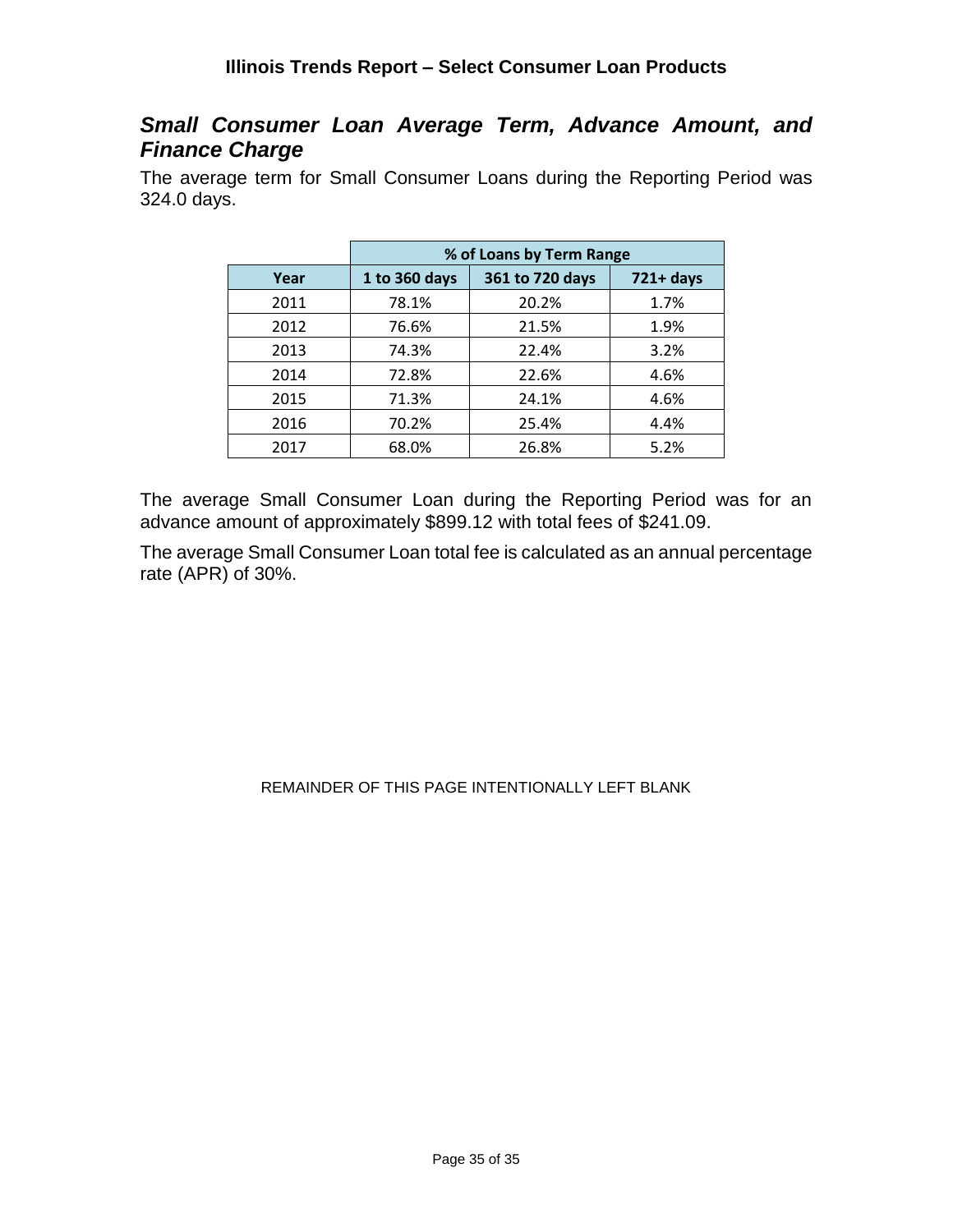## *Small Consumer Loan Average Term, Advance Amount, and Finance Charge*

The average term for Small Consumer Loans during the Reporting Period was 324.0 days.

| | % of Loans by Term Range | | |
|---|---|---|---|
| Year | 1 to 360 days | 361 to 720 days | 721+ days |
| 2011 | 78.1% | 20.2% | 1.7% |
| 2012 | 76.6% | 21.5% | 1.9% |
| 2013 | 74.3% | 22.4% | 3.2% |
| 2014 | 72.8% | 22.6% | 4.6% |
| 2015 | 71.3% | 24.1% | 4.6% |
| 2016 | 70.2% | 25.4% | 4.4% |
| 2017 | 68.0% | 26.8% | 5.2% |

The average Small Consumer Loan during the Reporting Period was for an advance amount of approximately $899.12 with total fees of $241.09.

The average Small Consumer Loan total fee is calculated as an annual percentage rate (APR) of 30%.

REMAINDER OF THIS PAGE INTENTIONALLY LEFT BLANK